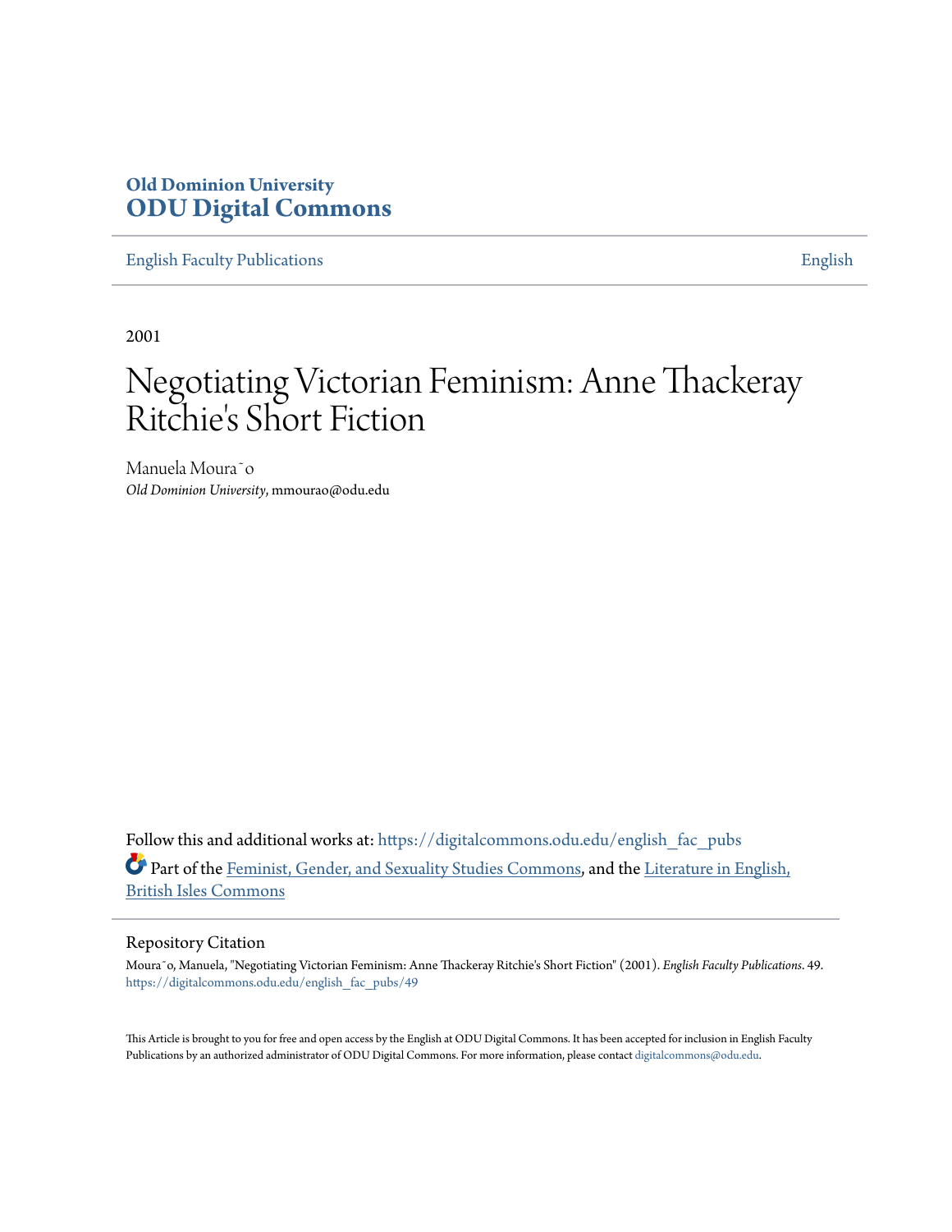**Old Dominion University**
**ODU Digital Commons**

English Faculty Publications | English

2001

# Negotiating Victorian Feminism: Anne Thackeray Ritchie's Short Fiction

Manuela Moura˜o
*Old Dominion University*, mmourao@odu.edu

Follow this and additional works at: https://digitalcommons.odu.edu/english_fac_pubs

Part of the Feminist, Gender, and Sexuality Studies Commons, and the Literature in English, British Isles Commons

## Repository Citation

Moura˜o, Manuela, "Negotiating Victorian Feminism: Anne Thackeray Ritchie's Short Fiction" (2001). *English Faculty Publications*. 49.
https://digitalcommons.odu.edu/english_fac_pubs/49

This Article is brought to you for free and open access by the English at ODU Digital Commons. It has been accepted for inclusion in English Faculty Publications by an authorized administrator of ODU Digital Commons. For more information, please contact digitalcommons@odu.edu.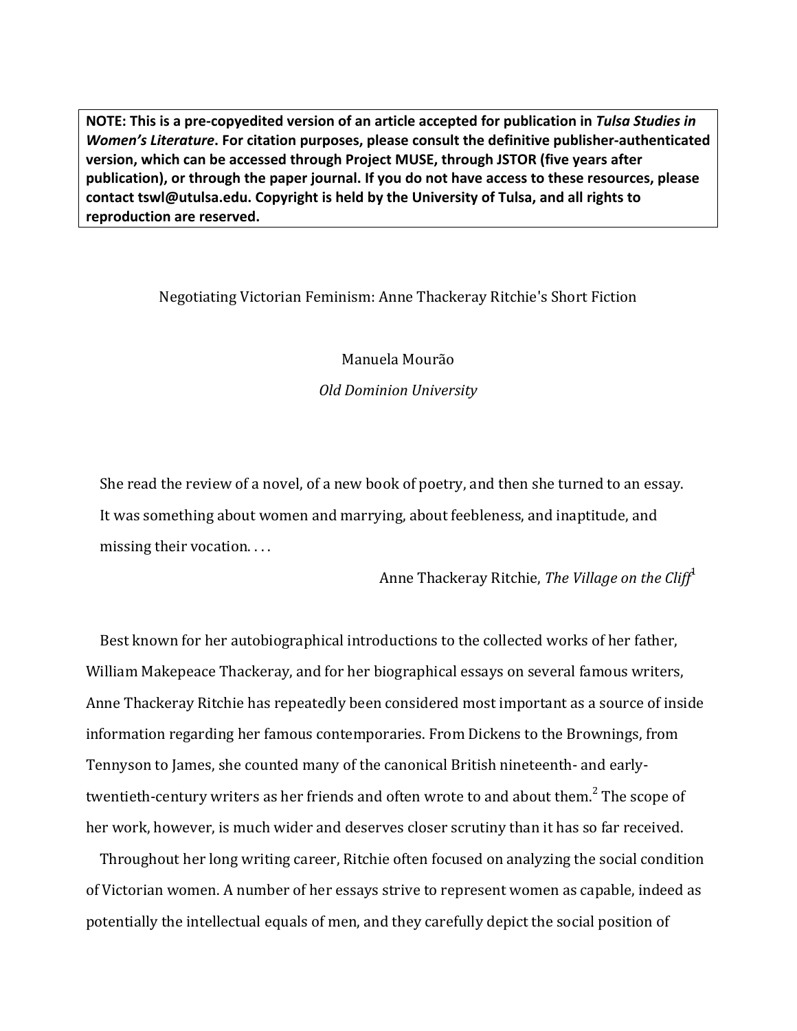**NOTE: This is a pre-copyedited version of an article accepted for publication in *Tulsa Studies in Women's Literature*. For citation purposes, please consult the definitive publisher-authenticated version, which can be accessed through Project MUSE, through JSTOR (five years after publication), or through the paper journal. If you do not have access to these resources, please contact tswl@utulsa.edu. Copyright is held by the University of Tulsa, and all rights to reproduction are reserved.**

# Negotiating Victorian Feminism: Anne Thackeray Ritchie's Short Fiction

Manuela Mourão

*Old Dominion University*

> She read the review of a novel, of a new book of poetry, and then she turned to an essay. It was something about women and marrying, about feebleness, and inaptitude, and missing their vocation. . . .
>
> Anne Thackeray Ritchie, *The Village on the Cliff*[1]

Best known for her autobiographical introductions to the collected works of her father, William Makepeace Thackeray, and for her biographical essays on several famous writers, Anne Thackeray Ritchie has repeatedly been considered most important as a source of inside information regarding her famous contemporaries. From Dickens to the Brownings, from Tennyson to James, she counted many of the canonical British nineteenth- and early-twentieth-century writers as her friends and often wrote to and about them.[2] The scope of her work, however, is much wider and deserves closer scrutiny than it has so far received.

Throughout her long writing career, Ritchie often focused on analyzing the social condition of Victorian women. A number of her essays strive to represent women as capable, indeed as potentially the intellectual equals of men, and they carefully depict the social position of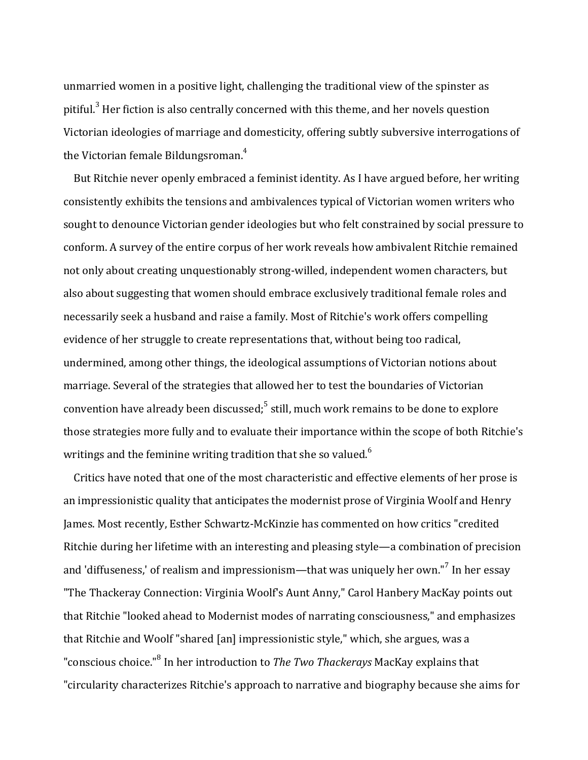unmarried women in a positive light, challenging the traditional view of the spinster as pitiful.[3] Her fiction is also centrally concerned with this theme, and her novels question Victorian ideologies of marriage and domesticity, offering subtly subversive interrogations of the Victorian female Bildungsroman.[4]

But Ritchie never openly embraced a feminist identity. As I have argued before, her writing consistently exhibits the tensions and ambivalences typical of Victorian women writers who sought to denounce Victorian gender ideologies but who felt constrained by social pressure to conform. A survey of the entire corpus of her work reveals how ambivalent Ritchie remained not only about creating unquestionably strong-willed, independent women characters, but also about suggesting that women should embrace exclusively traditional female roles and necessarily seek a husband and raise a family. Most of Ritchie's work offers compelling evidence of her struggle to create representations that, without being too radical, undermined, among other things, the ideological assumptions of Victorian notions about marriage. Several of the strategies that allowed her to test the boundaries of Victorian convention have already been discussed;[5] still, much work remains to be done to explore those strategies more fully and to evaluate their importance within the scope of both Ritchie's writings and the feminine writing tradition that she so valued.[6]

Critics have noted that one of the most characteristic and effective elements of her prose is an impressionistic quality that anticipates the modernist prose of Virginia Woolf and Henry James. Most recently, Esther Schwartz-McKinzie has commented on how critics "credited Ritchie during her lifetime with an interesting and pleasing style—a combination of precision and 'diffuseness,' of realism and impressionism—that was uniquely her own."[7] In her essay "The Thackeray Connection: Virginia Woolf's Aunt Anny," Carol Hanbery MacKay points out that Ritchie "looked ahead to Modernist modes of narrating consciousness," and emphasizes that Ritchie and Woolf "shared [an] impressionistic style," which, she argues, was a "conscious choice."[8] In her introduction to *The Two Thackerays* MacKay explains that "circularity characterizes Ritchie's approach to narrative and biography because she aims for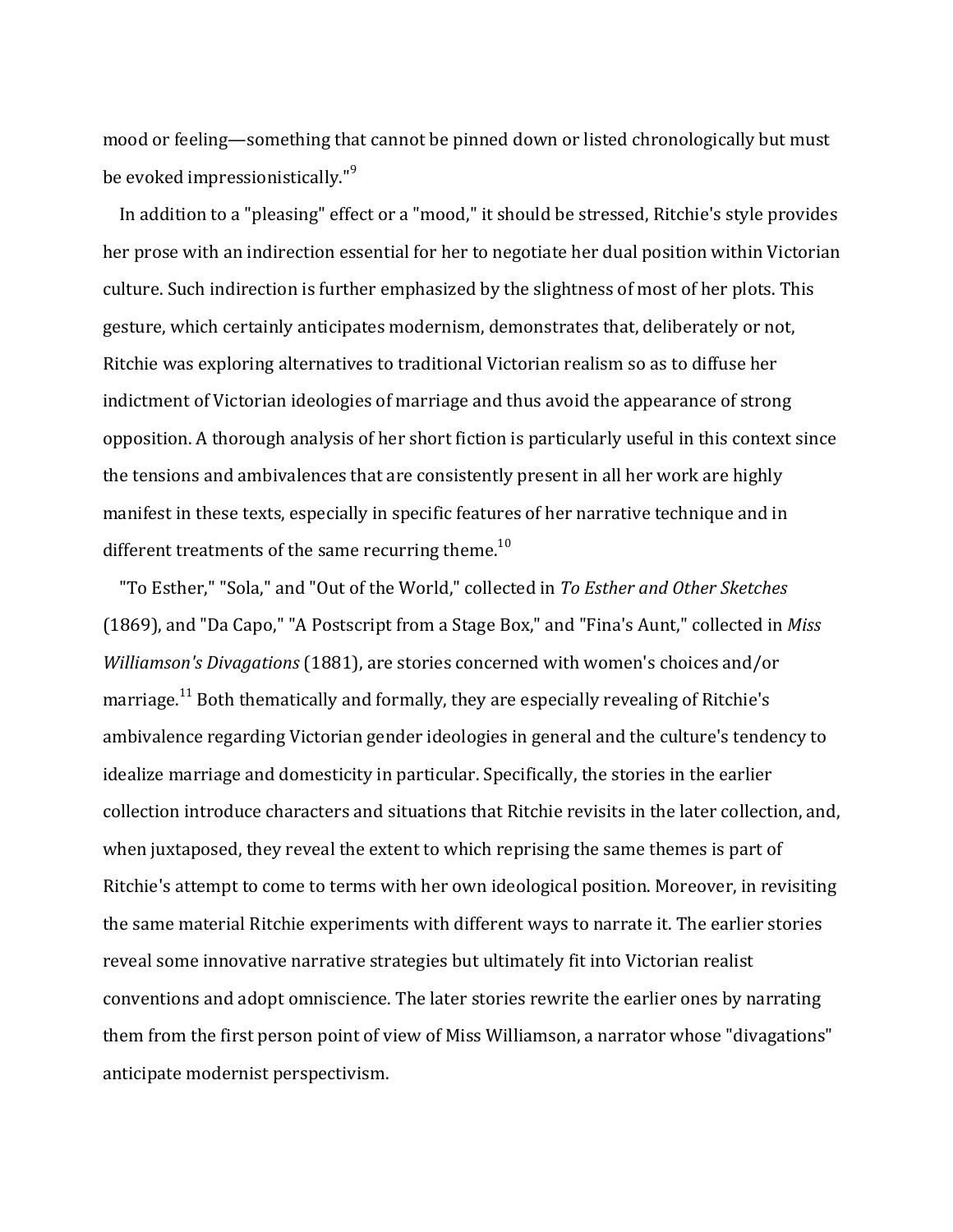mood or feeling—something that cannot be pinned down or listed chronologically but must be evoked impressionistically."[9]

In addition to a "pleasing" effect or a "mood," it should be stressed, Ritchie's style provides her prose with an indirection essential for her to negotiate her dual position within Victorian culture. Such indirection is further emphasized by the slightness of most of her plots. This gesture, which certainly anticipates modernism, demonstrates that, deliberately or not, Ritchie was exploring alternatives to traditional Victorian realism so as to diffuse her indictment of Victorian ideologies of marriage and thus avoid the appearance of strong opposition. A thorough analysis of her short fiction is particularly useful in this context since the tensions and ambivalences that are consistently present in all her work are highly manifest in these texts, especially in specific features of her narrative technique and in different treatments of the same recurring theme.[10]

"To Esther," "Sola," and "Out of the World," collected in *To Esther and Other Sketches* (1869), and "Da Capo," "A Postscript from a Stage Box," and "Fina's Aunt," collected in *Miss Williamson's Divagations* (1881), are stories concerned with women's choices and/or marriage.[11] Both thematically and formally, they are especially revealing of Ritchie's ambivalence regarding Victorian gender ideologies in general and the culture's tendency to idealize marriage and domesticity in particular. Specifically, the stories in the earlier collection introduce characters and situations that Ritchie revisits in the later collection, and, when juxtaposed, they reveal the extent to which reprising the same themes is part of Ritchie's attempt to come to terms with her own ideological position. Moreover, in revisiting the same material Ritchie experiments with different ways to narrate it. The earlier stories reveal some innovative narrative strategies but ultimately fit into Victorian realist conventions and adopt omniscience. The later stories rewrite the earlier ones by narrating them from the first person point of view of Miss Williamson, a narrator whose "divagations" anticipate modernist perspectivism.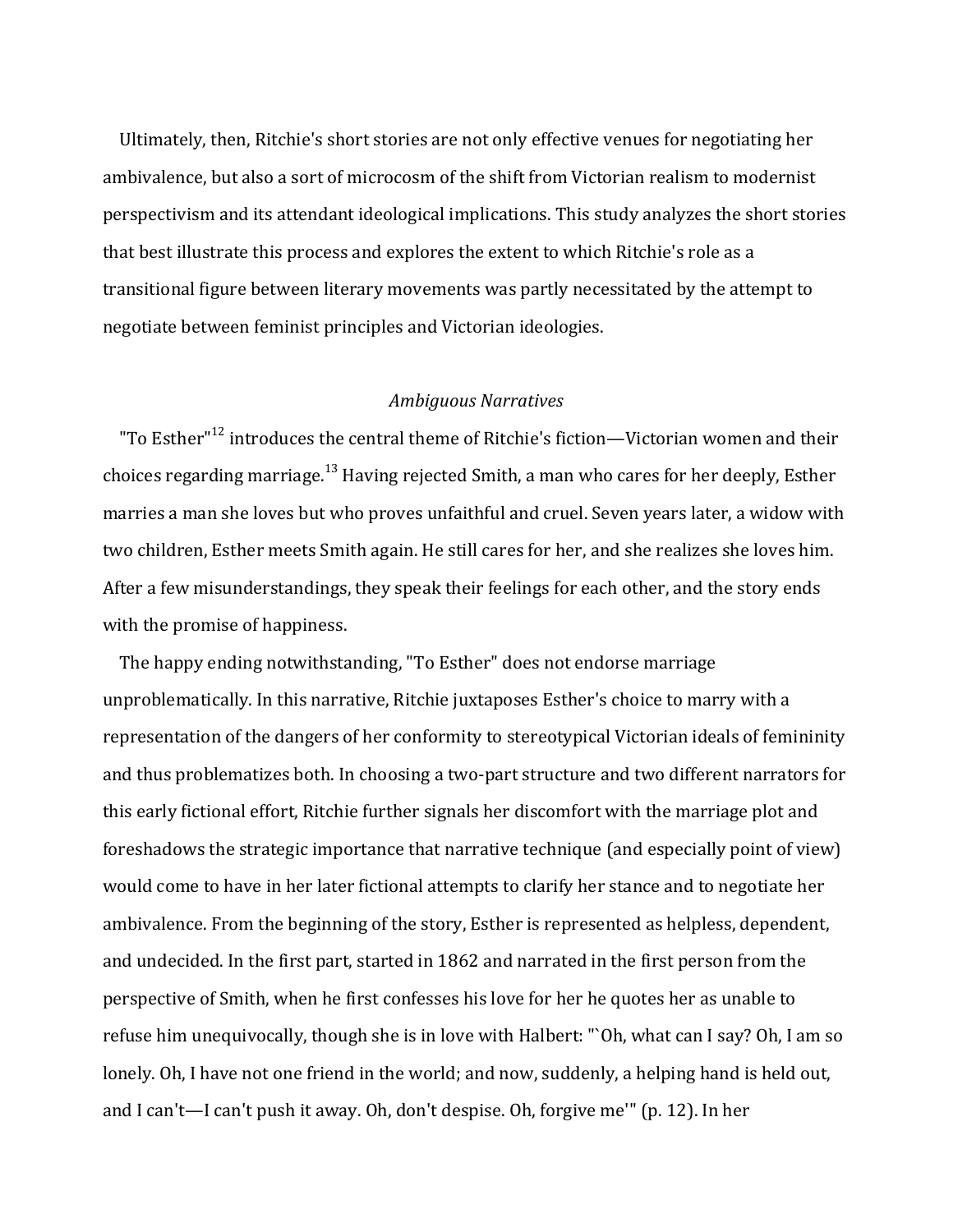Ultimately, then, Ritchie's short stories are not only effective venues for negotiating her ambivalence, but also a sort of microcosm of the shift from Victorian realism to modernist perspectivism and its attendant ideological implications. This study analyzes the short stories that best illustrate this process and explores the extent to which Ritchie's role as a transitional figure between literary movements was partly necessitated by the attempt to negotiate between feminist principles and Victorian ideologies.

## *Ambiguous Narratives*

"To Esther"[12] introduces the central theme of Ritchie's fiction—Victorian women and their choices regarding marriage.[13] Having rejected Smith, a man who cares for her deeply, Esther marries a man she loves but who proves unfaithful and cruel. Seven years later, a widow with two children, Esther meets Smith again. He still cares for her, and she realizes she loves him. After a few misunderstandings, they speak their feelings for each other, and the story ends with the promise of happiness.

The happy ending notwithstanding, "To Esther" does not endorse marriage unproblematically. In this narrative, Ritchie juxtaposes Esther's choice to marry with a representation of the dangers of her conformity to stereotypical Victorian ideals of femininity and thus problematizes both. In choosing a two-part structure and two different narrators for this early fictional effort, Ritchie further signals her discomfort with the marriage plot and foreshadows the strategic importance that narrative technique (and especially point of view) would come to have in her later fictional attempts to clarify her stance and to negotiate her ambivalence. From the beginning of the story, Esther is represented as helpless, dependent, and undecided. In the first part, started in 1862 and narrated in the first person from the perspective of Smith, when he first confesses his love for her he quotes her as unable to refuse him unequivocally, though she is in love with Halbert: "`Oh, what can I say? Oh, I am so lonely. Oh, I have not one friend in the world; and now, suddenly, a helping hand is held out, and I can't—I can't push it away. Oh, don't despise. Oh, forgive me'" (p. 12). In her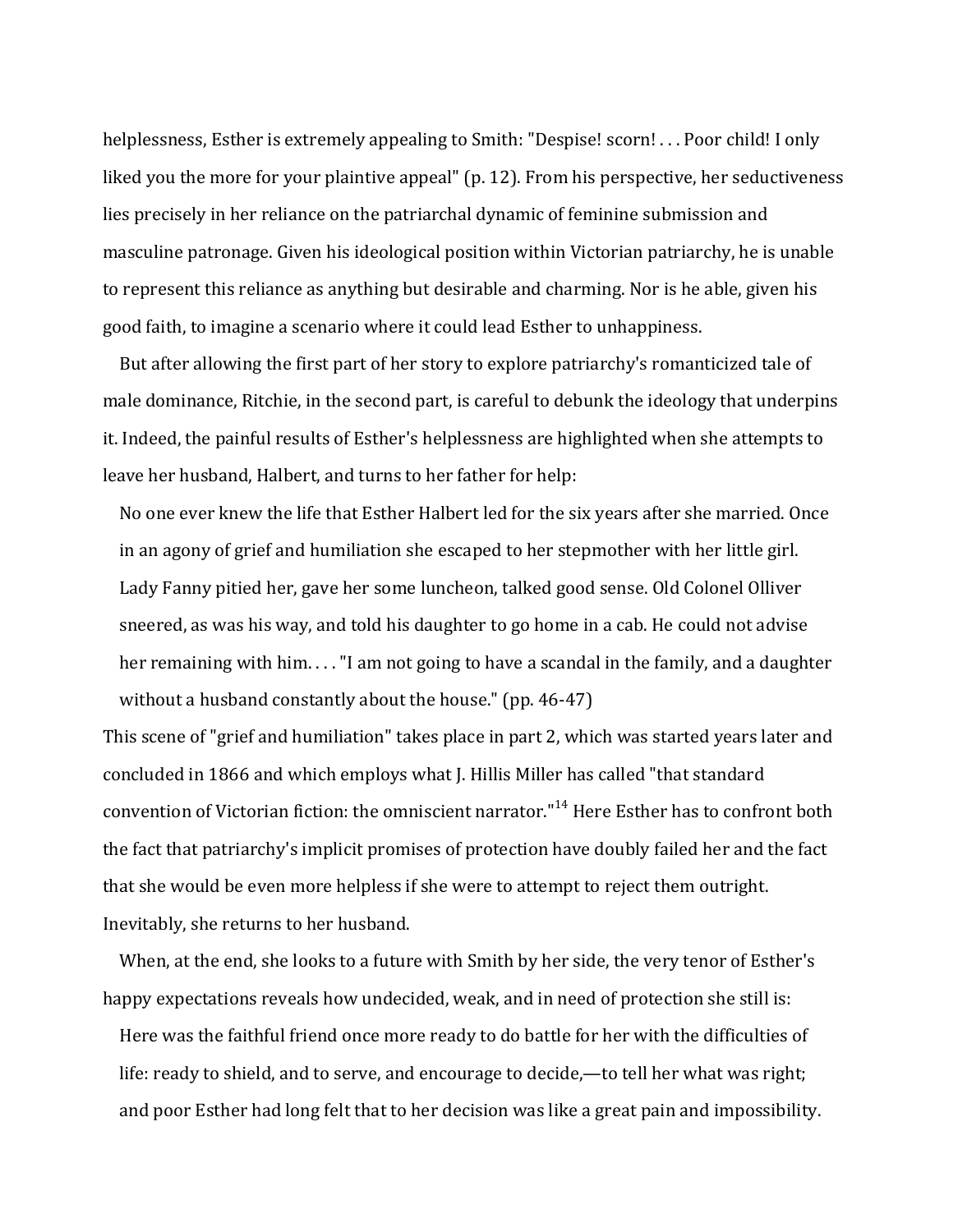helplessness, Esther is extremely appealing to Smith: "Despise! scorn! . . . Poor child! I only liked you the more for your plaintive appeal" (p. 12). From his perspective, her seductiveness lies precisely in her reliance on the patriarchal dynamic of feminine submission and masculine patronage. Given his ideological position within Victorian patriarchy, he is unable to represent this reliance as anything but desirable and charming. Nor is he able, given his good faith, to imagine a scenario where it could lead Esther to unhappiness.

But after allowing the first part of her story to explore patriarchy's romanticized tale of male dominance, Ritchie, in the second part, is careful to debunk the ideology that underpins it. Indeed, the painful results of Esther's helplessness are highlighted when she attempts to leave her husband, Halbert, and turns to her father for help:

> No one ever knew the life that Esther Halbert led for the six years after she married. Once in an agony of grief and humiliation she escaped to her stepmother with her little girl. Lady Fanny pitied her, gave her some luncheon, talked good sense. Old Colonel Olliver sneered, as was his way, and told his daughter to go home in a cab. He could not advise her remaining with him. . . . "I am not going to have a scandal in the family, and a daughter without a husband constantly about the house." (pp. 46-47)

This scene of "grief and humiliation" takes place in part 2, which was started years later and concluded in 1866 and which employs what J. Hillis Miller has called "that standard convention of Victorian fiction: the omniscient narrator."[14] Here Esther has to confront both the fact that patriarchy's implicit promises of protection have doubly failed her and the fact that she would be even more helpless if she were to attempt to reject them outright. Inevitably, she returns to her husband.

When, at the end, she looks to a future with Smith by her side, the very tenor of Esther's happy expectations reveals how undecided, weak, and in need of protection she still is:

> Here was the faithful friend once more ready to do battle for her with the difficulties of life: ready to shield, and to serve, and encourage to decide,—to tell her what was right; and poor Esther had long felt that to her decision was like a great pain and impossibility.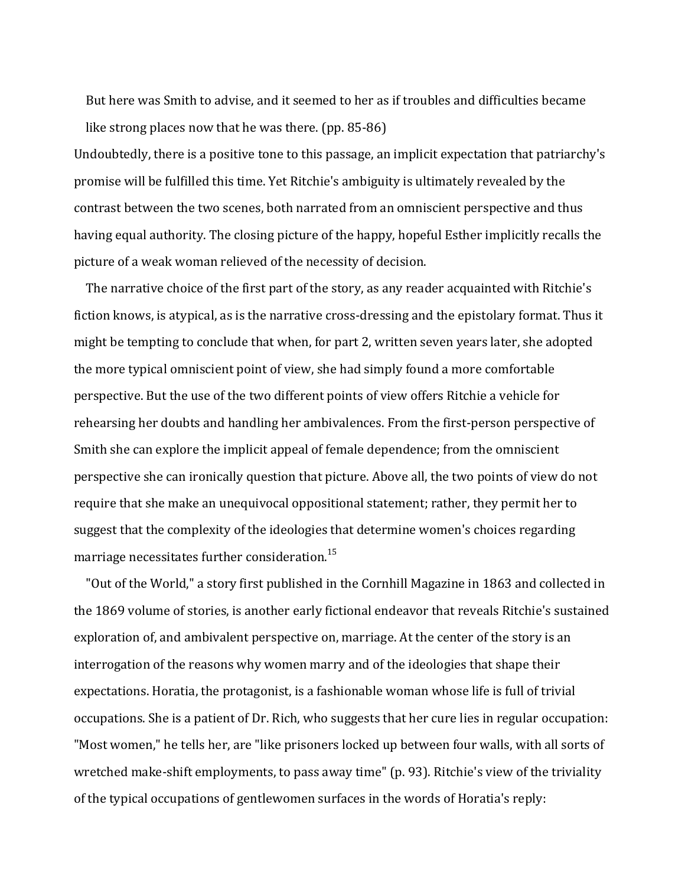But here was Smith to advise, and it seemed to her as if troubles and difficulties became like strong places now that he was there. (pp. 85-86)

Undoubtedly, there is a positive tone to this passage, an implicit expectation that patriarchy's promise will be fulfilled this time. Yet Ritchie's ambiguity is ultimately revealed by the contrast between the two scenes, both narrated from an omniscient perspective and thus having equal authority. The closing picture of the happy, hopeful Esther implicitly recalls the picture of a weak woman relieved of the necessity of decision.

The narrative choice of the first part of the story, as any reader acquainted with Ritchie's fiction knows, is atypical, as is the narrative cross-dressing and the epistolary format. Thus it might be tempting to conclude that when, for part 2, written seven years later, she adopted the more typical omniscient point of view, she had simply found a more comfortable perspective. But the use of the two different points of view offers Ritchie a vehicle for rehearsing her doubts and handling her ambivalences. From the first-person perspective of Smith she can explore the implicit appeal of female dependence; from the omniscient perspective she can ironically question that picture. Above all, the two points of view do not require that she make an unequivocal oppositional statement; rather, they permit her to suggest that the complexity of the ideologies that determine women's choices regarding marriage necessitates further consideration.[15]

"Out of the World," a story first published in the Cornhill Magazine in 1863 and collected in the 1869 volume of stories, is another early fictional endeavor that reveals Ritchie's sustained exploration of, and ambivalent perspective on, marriage. At the center of the story is an interrogation of the reasons why women marry and of the ideologies that shape their expectations. Horatia, the protagonist, is a fashionable woman whose life is full of trivial occupations. She is a patient of Dr. Rich, who suggests that her cure lies in regular occupation: "Most women," he tells her, are "like prisoners locked up between four walls, with all sorts of wretched make-shift employments, to pass away time" (p. 93). Ritchie's view of the triviality of the typical occupations of gentlewomen surfaces in the words of Horatia's reply: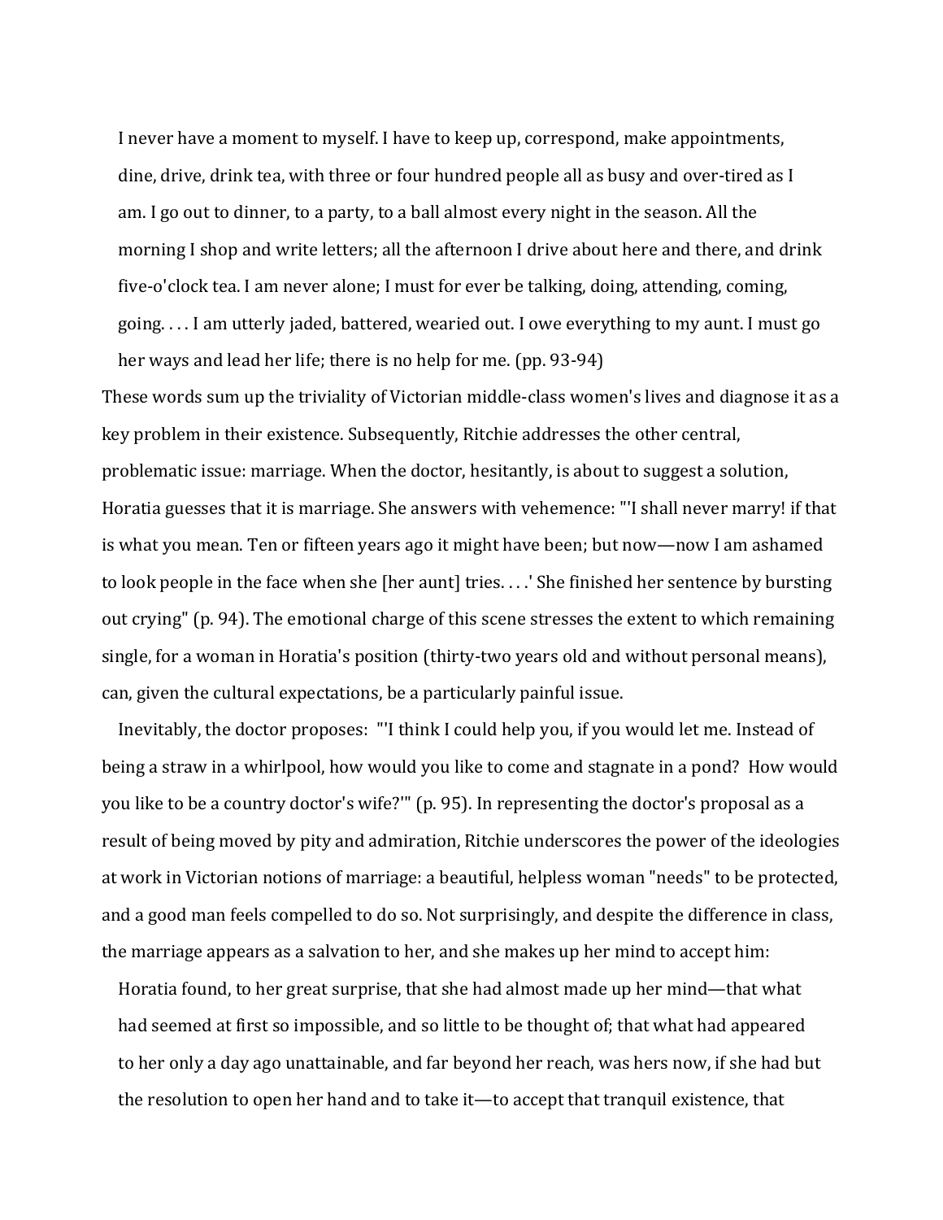> I never have a moment to myself. I have to keep up, correspond, make appointments, dine, drive, drink tea, with three or four hundred people all as busy and over-tired as I am. I go out to dinner, to a party, to a ball almost every night in the season. All the morning I shop and write letters; all the afternoon I drive about here and there, and drink five-o'clock tea. I am never alone; I must for ever be talking, doing, attending, coming, going. . . . I am utterly jaded, battered, wearied out. I owe everything to my aunt. I must go her ways and lead her life; there is no help for me. (pp. 93-94)

These words sum up the triviality of Victorian middle-class women's lives and diagnose it as a key problem in their existence. Subsequently, Ritchie addresses the other central, problematic issue: marriage. When the doctor, hesitantly, is about to suggest a solution, Horatia guesses that it is marriage. She answers with vehemence: "'I shall never marry! if that is what you mean. Ten or fifteen years ago it might have been; but now—now I am ashamed to look people in the face when she [her aunt] tries. . . .' She finished her sentence by bursting out crying" (p. 94). The emotional charge of this scene stresses the extent to which remaining single, for a woman in Horatia's position (thirty-two years old and without personal means), can, given the cultural expectations, be a particularly painful issue.

Inevitably, the doctor proposes: "'I think I could help you, if you would let me. Instead of being a straw in a whirlpool, how would you like to come and stagnate in a pond? How would you like to be a country doctor's wife?'" (p. 95). In representing the doctor's proposal as a result of being moved by pity and admiration, Ritchie underscores the power of the ideologies at work in Victorian notions of marriage: a beautiful, helpless woman "needs" to be protected, and a good man feels compelled to do so. Not surprisingly, and despite the difference in class, the marriage appears as a salvation to her, and she makes up her mind to accept him:

> Horatia found, to her great surprise, that she had almost made up her mind—that what had seemed at first so impossible, and so little to be thought of; that what had appeared to her only a day ago unattainable, and far beyond her reach, was hers now, if she had but the resolution to open her hand and to take it—to accept that tranquil existence, that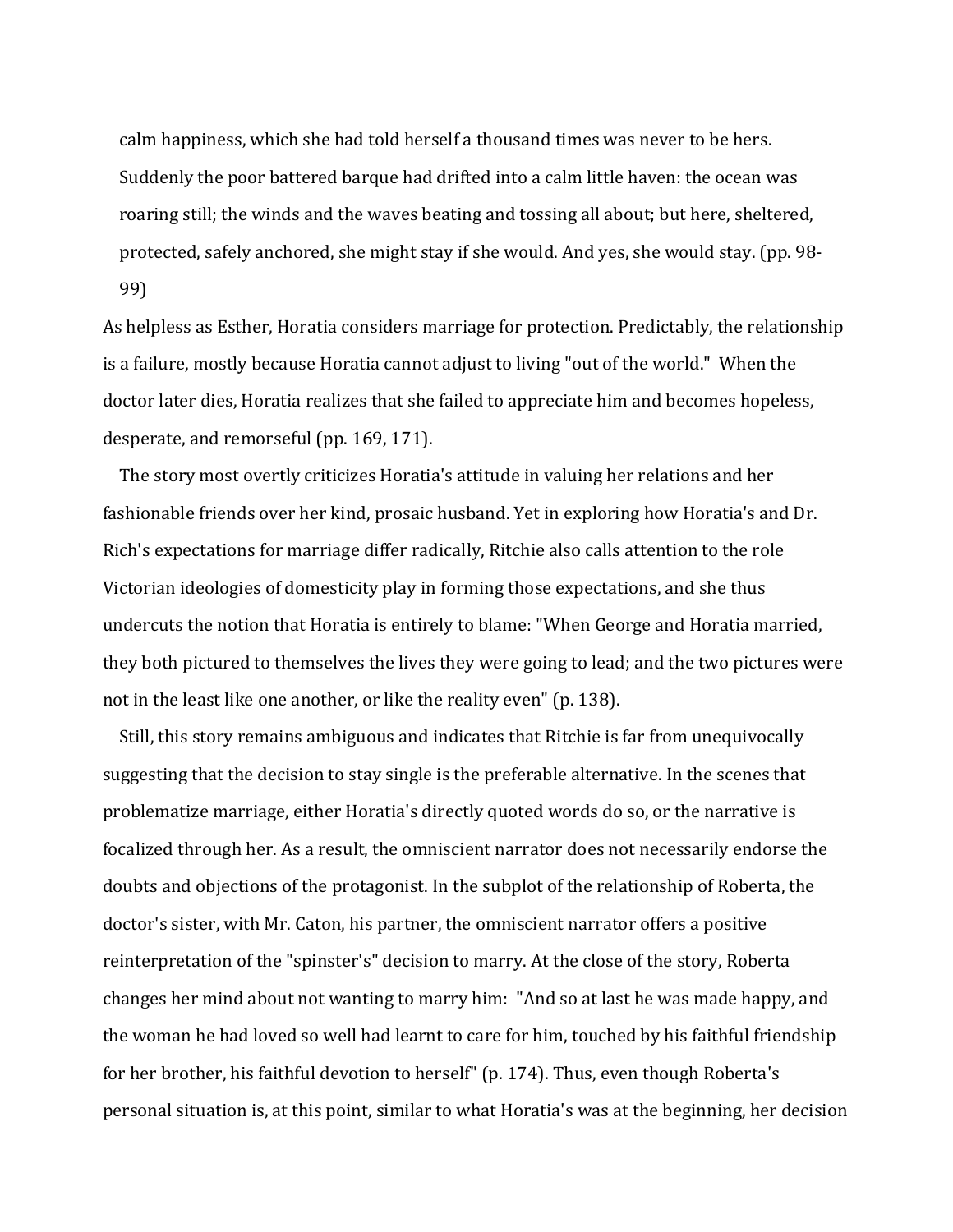> calm happiness, which she had told herself a thousand times was never to be hers. Suddenly the poor battered barque had drifted into a calm little haven: the ocean was roaring still; the winds and the waves beating and tossing all about; but here, sheltered, protected, safely anchored, she might stay if she would. And yes, she would stay. (pp. 98-99)

As helpless as Esther, Horatia considers marriage for protection. Predictably, the relationship is a failure, mostly because Horatia cannot adjust to living "out of the world." When the doctor later dies, Horatia realizes that she failed to appreciate him and becomes hopeless, desperate, and remorseful (pp. 169, 171).

The story most overtly criticizes Horatia's attitude in valuing her relations and her fashionable friends over her kind, prosaic husband. Yet in exploring how Horatia's and Dr. Rich's expectations for marriage differ radically, Ritchie also calls attention to the role Victorian ideologies of domesticity play in forming those expectations, and she thus undercuts the notion that Horatia is entirely to blame: "When George and Horatia married, they both pictured to themselves the lives they were going to lead; and the two pictures were not in the least like one another, or like the reality even" (p. 138).

Still, this story remains ambiguous and indicates that Ritchie is far from unequivocally suggesting that the decision to stay single is the preferable alternative. In the scenes that problematize marriage, either Horatia's directly quoted words do so, or the narrative is focalized through her. As a result, the omniscient narrator does not necessarily endorse the doubts and objections of the protagonist. In the subplot of the relationship of Roberta, the doctor's sister, with Mr. Caton, his partner, the omniscient narrator offers a positive reinterpretation of the "spinster's" decision to marry. At the close of the story, Roberta changes her mind about not wanting to marry him: "And so at last he was made happy, and the woman he had loved so well had learnt to care for him, touched by his faithful friendship for her brother, his faithful devotion to herself" (p. 174). Thus, even though Roberta's personal situation is, at this point, similar to what Horatia's was at the beginning, her decision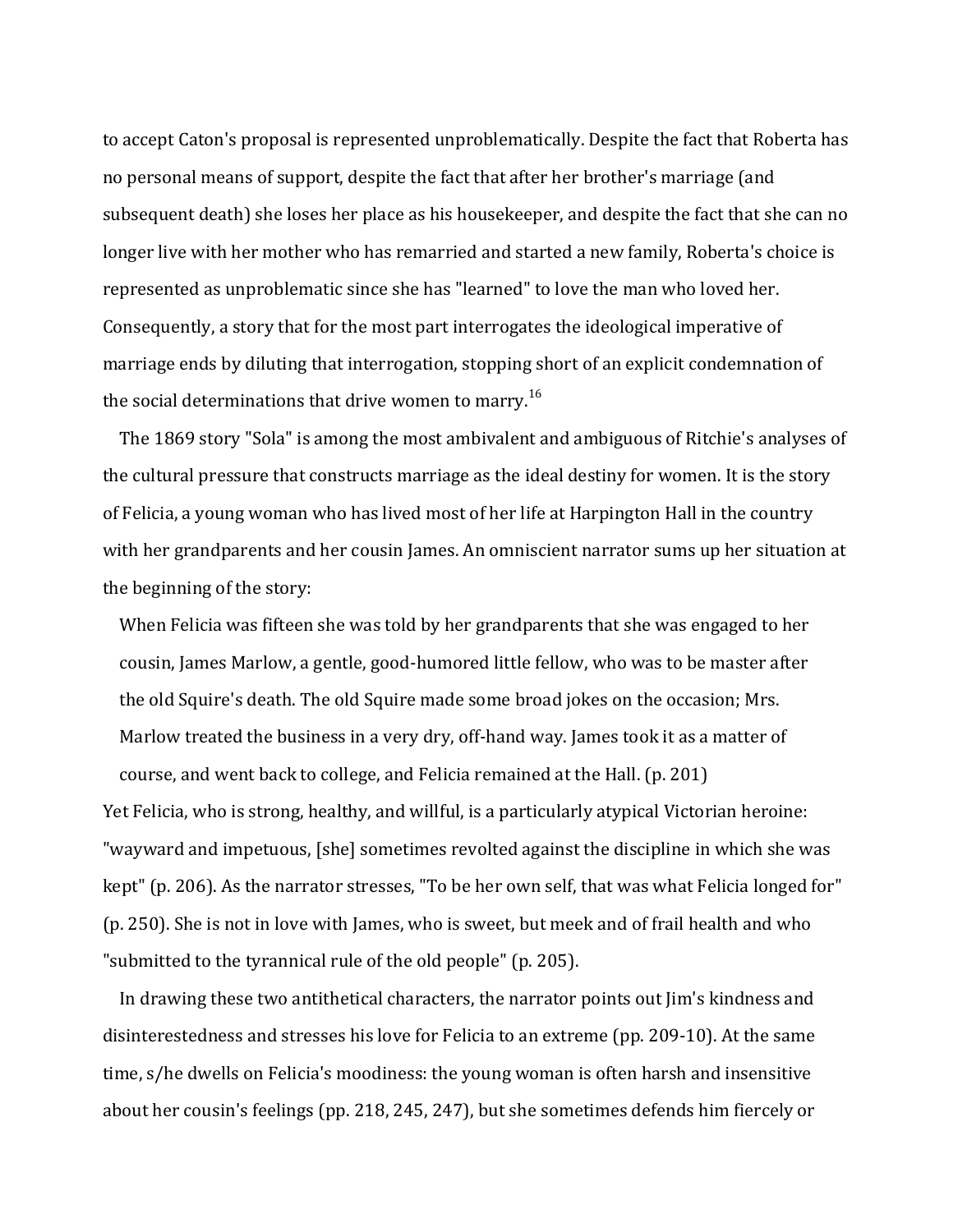to accept Caton's proposal is represented unproblematically. Despite the fact that Roberta has no personal means of support, despite the fact that after her brother's marriage (and subsequent death) she loses her place as his housekeeper, and despite the fact that she can no longer live with her mother who has remarried and started a new family, Roberta's choice is represented as unproblematic since she has "learned" to love the man who loved her. Consequently, a story that for the most part interrogates the ideological imperative of marriage ends by diluting that interrogation, stopping short of an explicit condemnation of the social determinations that drive women to marry.[16]

The 1869 story "Sola" is among the most ambivalent and ambiguous of Ritchie's analyses of the cultural pressure that constructs marriage as the ideal destiny for women. It is the story of Felicia, a young woman who has lived most of her life at Harpington Hall in the country with her grandparents and her cousin James. An omniscient narrator sums up her situation at the beginning of the story:

> When Felicia was fifteen she was told by her grandparents that she was engaged to her cousin, James Marlow, a gentle, good-humored little fellow, who was to be master after the old Squire's death. The old Squire made some broad jokes on the occasion; Mrs. Marlow treated the business in a very dry, off-hand way. James took it as a matter of course, and went back to college, and Felicia remained at the Hall. (p. 201)

Yet Felicia, who is strong, healthy, and willful, is a particularly atypical Victorian heroine: "wayward and impetuous, [she] sometimes revolted against the discipline in which she was kept" (p. 206). As the narrator stresses, "To be her own self, that was what Felicia longed for" (p. 250). She is not in love with James, who is sweet, but meek and of frail health and who "submitted to the tyrannical rule of the old people" (p. 205).

In drawing these two antithetical characters, the narrator points out Jim's kindness and disinterestedness and stresses his love for Felicia to an extreme (pp. 209-10). At the same time, s/he dwells on Felicia's moodiness: the young woman is often harsh and insensitive about her cousin's feelings (pp. 218, 245, 247), but she sometimes defends him fiercely or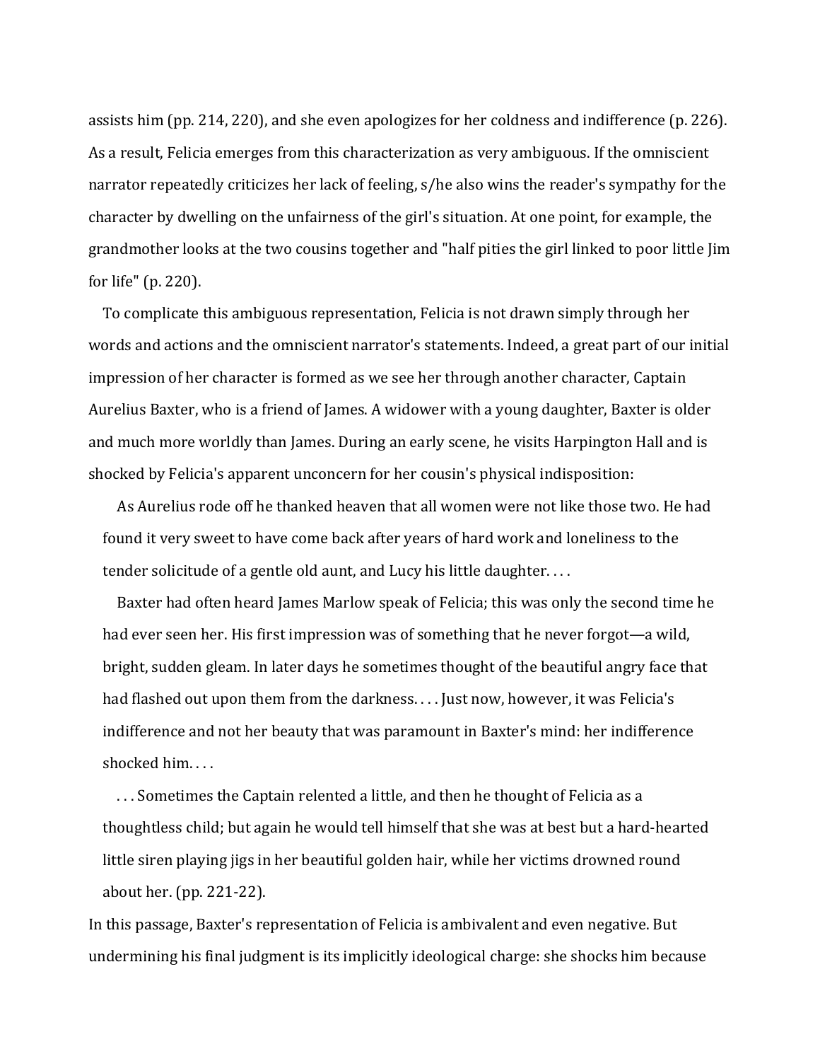assists him (pp. 214, 220), and she even apologizes for her coldness and indifference (p. 226). As a result, Felicia emerges from this characterization as very ambiguous. If the omniscient narrator repeatedly criticizes her lack of feeling, s/he also wins the reader's sympathy for the character by dwelling on the unfairness of the girl's situation. At one point, for example, the grandmother looks at the two cousins together and "half pities the girl linked to poor little Jim for life" (p. 220).

To complicate this ambiguous representation, Felicia is not drawn simply through her words and actions and the omniscient narrator's statements. Indeed, a great part of our initial impression of her character is formed as we see her through another character, Captain Aurelius Baxter, who is a friend of James. A widower with a young daughter, Baxter is older and much more worldly than James. During an early scene, he visits Harpington Hall and is shocked by Felicia's apparent unconcern for her cousin's physical indisposition:

> As Aurelius rode off he thanked heaven that all women were not like those two. He had found it very sweet to have come back after years of hard work and loneliness to the tender solicitude of a gentle old aunt, and Lucy his little daughter. . . .
>
> Baxter had often heard James Marlow speak of Felicia; this was only the second time he had ever seen her. His first impression was of something that he never forgot—a wild, bright, sudden gleam. In later days he sometimes thought of the beautiful angry face that had flashed out upon them from the darkness. . . . Just now, however, it was Felicia's indifference and not her beauty that was paramount in Baxter's mind: her indifference shocked him. . . .
>
> . . . Sometimes the Captain relented a little, and then he thought of Felicia as a thoughtless child; but again he would tell himself that she was at best but a hard-hearted little siren playing jigs in her beautiful golden hair, while her victims drowned round about her. (pp. 221-22).

In this passage, Baxter's representation of Felicia is ambivalent and even negative. But undermining his final judgment is its implicitly ideological charge: she shocks him because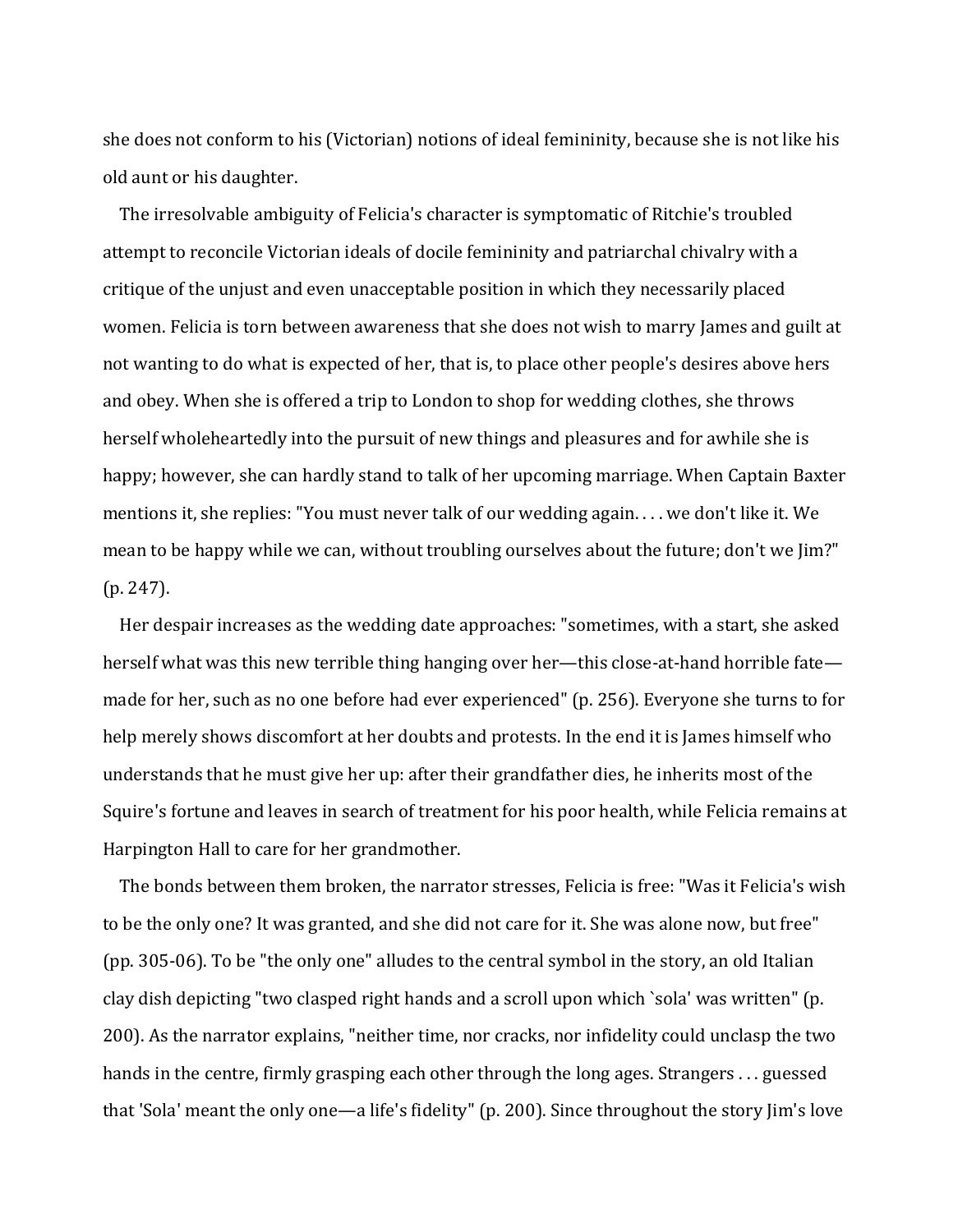she does not conform to his (Victorian) notions of ideal femininity, because she is not like his old aunt or his daughter.

The irresolvable ambiguity of Felicia's character is symptomatic of Ritchie's troubled attempt to reconcile Victorian ideals of docile femininity and patriarchal chivalry with a critique of the unjust and even unacceptable position in which they necessarily placed women. Felicia is torn between awareness that she does not wish to marry James and guilt at not wanting to do what is expected of her, that is, to place other people's desires above hers and obey. When she is offered a trip to London to shop for wedding clothes, she throws herself wholeheartedly into the pursuit of new things and pleasures and for awhile she is happy; however, she can hardly stand to talk of her upcoming marriage. When Captain Baxter mentions it, she replies: "You must never talk of our wedding again. . . . we don't like it. We mean to be happy while we can, without troubling ourselves about the future; don't we Jim?" (p. 247).

Her despair increases as the wedding date approaches: "sometimes, with a start, she asked herself what was this new terrible thing hanging over her—this close-at-hand horrible fate—made for her, such as no one before had ever experienced" (p. 256). Everyone she turns to for help merely shows discomfort at her doubts and protests. In the end it is James himself who understands that he must give her up: after their grandfather dies, he inherits most of the Squire's fortune and leaves in search of treatment for his poor health, while Felicia remains at Harpington Hall to care for her grandmother.

The bonds between them broken, the narrator stresses, Felicia is free: "Was it Felicia's wish to be the only one? It was granted, and she did not care for it. She was alone now, but free" (pp. 305-06). To be "the only one" alludes to the central symbol in the story, an old Italian clay dish depicting "two clasped right hands and a scroll upon which `sola' was written" (p. 200). As the narrator explains, "neither time, nor cracks, nor infidelity could unclasp the two hands in the centre, firmly grasping each other through the long ages. Strangers . . . guessed that 'Sola' meant the only one—a life's fidelity" (p. 200). Since throughout the story Jim's love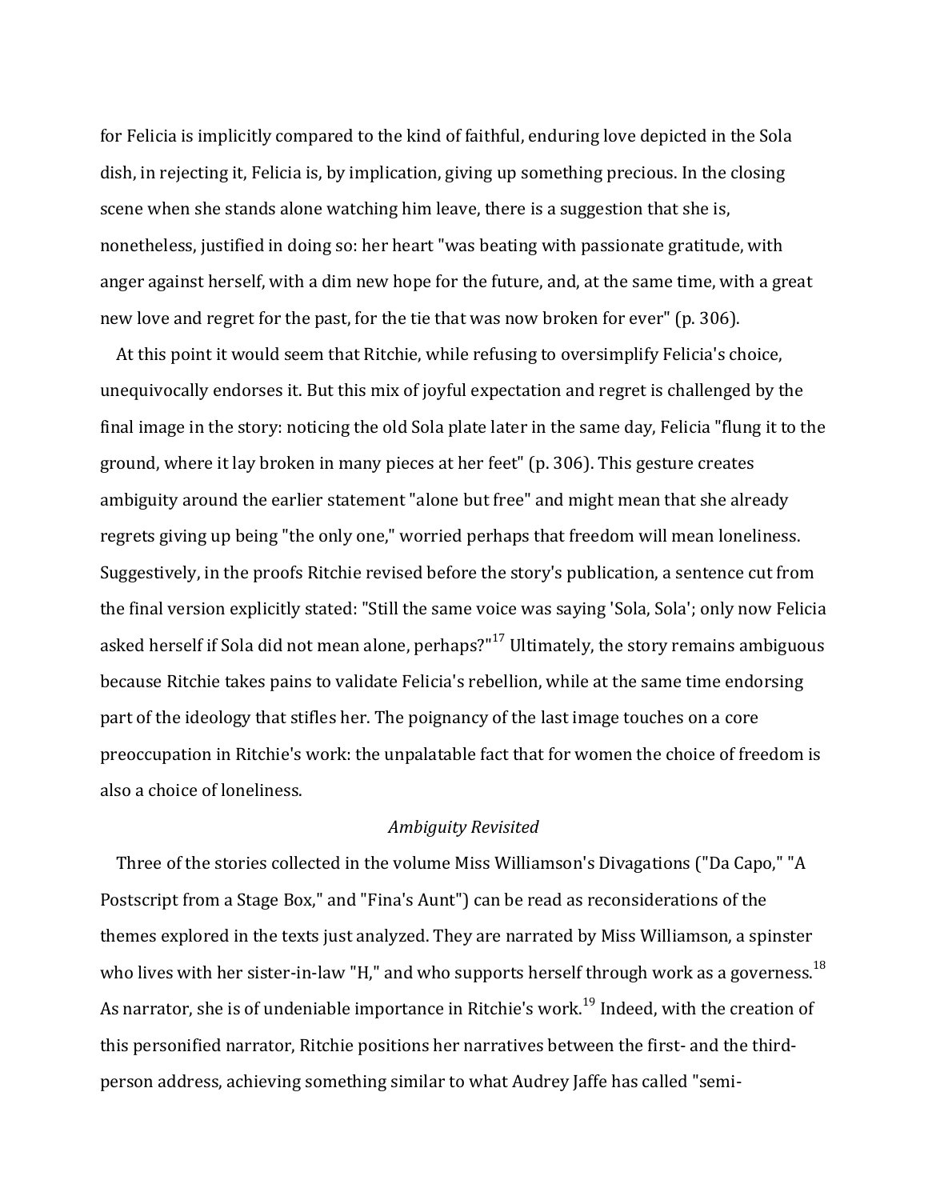for Felicia is implicitly compared to the kind of faithful, enduring love depicted in the Sola dish, in rejecting it, Felicia is, by implication, giving up something precious. In the closing scene when she stands alone watching him leave, there is a suggestion that she is, nonetheless, justified in doing so: her heart "was beating with passionate gratitude, with anger against herself, with a dim new hope for the future, and, at the same time, with a great new love and regret for the past, for the tie that was now broken for ever" (p. 306).

At this point it would seem that Ritchie, while refusing to oversimplify Felicia's choice, unequivocally endorses it. But this mix of joyful expectation and regret is challenged by the final image in the story: noticing the old Sola plate later in the same day, Felicia "flung it to the ground, where it lay broken in many pieces at her feet" (p. 306). This gesture creates ambiguity around the earlier statement "alone but free" and might mean that she already regrets giving up being "the only one," worried perhaps that freedom will mean loneliness. Suggestively, in the proofs Ritchie revised before the story's publication, a sentence cut from the final version explicitly stated: "Still the same voice was saying 'Sola, Sola'; only now Felicia asked herself if Sola did not mean alone, perhaps?"[17] Ultimately, the story remains ambiguous because Ritchie takes pains to validate Felicia's rebellion, while at the same time endorsing part of the ideology that stifles her. The poignancy of the last image touches on a core preoccupation in Ritchie's work: the unpalatable fact that for women the choice of freedom is also a choice of loneliness.

### *Ambiguity Revisited*

Three of the stories collected in the volume Miss Williamson's Divagations ("Da Capo," "A Postscript from a Stage Box," and "Fina's Aunt") can be read as reconsiderations of the themes explored in the texts just analyzed. They are narrated by Miss Williamson, a spinster who lives with her sister-in-law "H," and who supports herself through work as a governess.[18] As narrator, she is of undeniable importance in Ritchie's work.[19] Indeed, with the creation of this personified narrator, Ritchie positions her narratives between the first- and the third-person address, achieving something similar to what Audrey Jaffe has called "semi-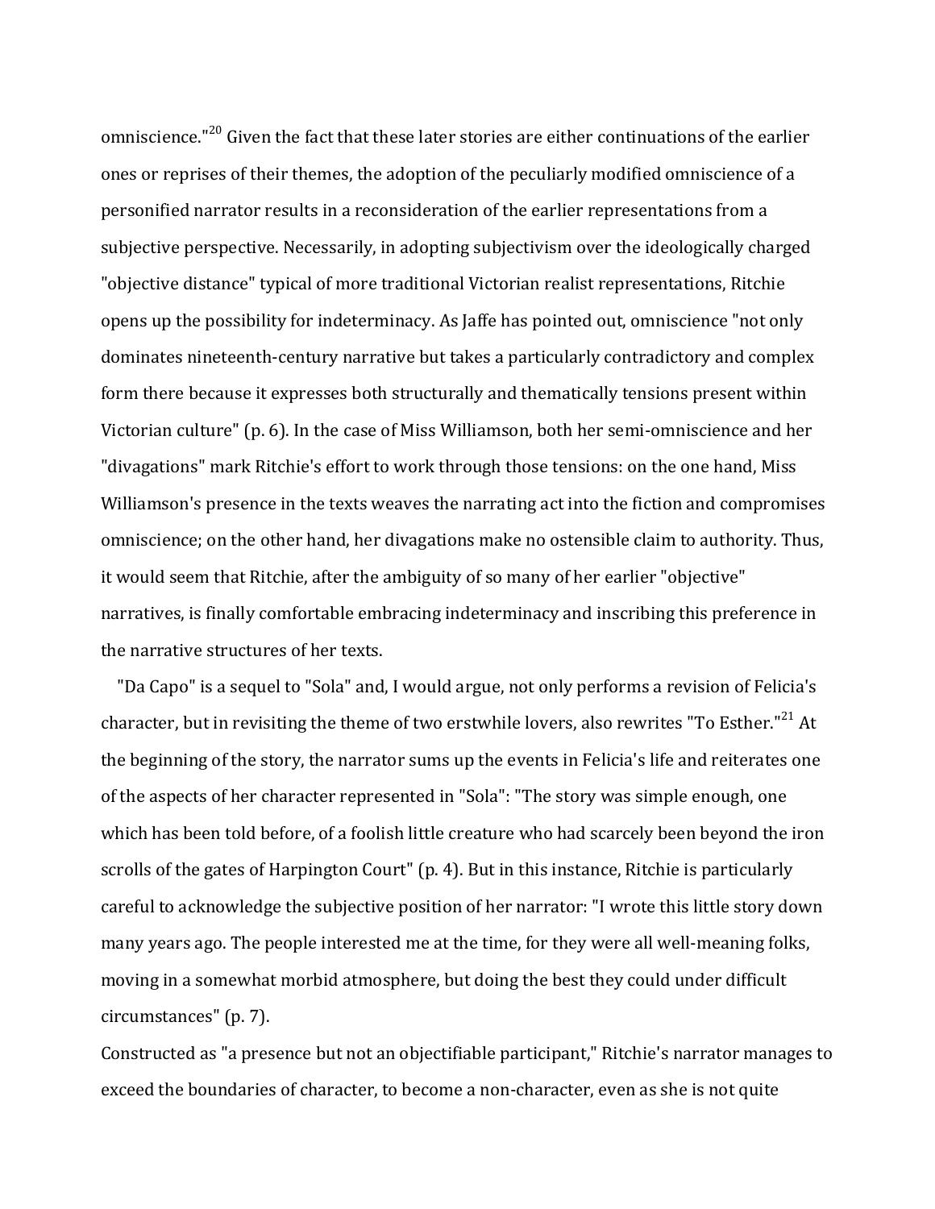omniscience."[20] Given the fact that these later stories are either continuations of the earlier ones or reprises of their themes, the adoption of the peculiarly modified omniscience of a personified narrator results in a reconsideration of the earlier representations from a subjective perspective. Necessarily, in adopting subjectivism over the ideologically charged "objective distance" typical of more traditional Victorian realist representations, Ritchie opens up the possibility for indeterminacy. As Jaffe has pointed out, omniscience "not only dominates nineteenth-century narrative but takes a particularly contradictory and complex form there because it expresses both structurally and thematically tensions present within Victorian culture" (p. 6). In the case of Miss Williamson, both her semi-omniscience and her "divagations" mark Ritchie's effort to work through those tensions: on the one hand, Miss Williamson's presence in the texts weaves the narrating act into the fiction and compromises omniscience; on the other hand, her divagations make no ostensible claim to authority. Thus, it would seem that Ritchie, after the ambiguity of so many of her earlier "objective" narratives, is finally comfortable embracing indeterminacy and inscribing this preference in the narrative structures of her texts.

"Da Capo" is a sequel to "Sola" and, I would argue, not only performs a revision of Felicia's character, but in revisiting the theme of two erstwhile lovers, also rewrites "To Esther."[21] At the beginning of the story, the narrator sums up the events in Felicia's life and reiterates one of the aspects of her character represented in "Sola": "The story was simple enough, one which has been told before, of a foolish little creature who had scarcely been beyond the iron scrolls of the gates of Harpington Court" (p. 4). But in this instance, Ritchie is particularly careful to acknowledge the subjective position of her narrator: "I wrote this little story down many years ago. The people interested me at the time, for they were all well-meaning folks, moving in a somewhat morbid atmosphere, but doing the best they could under difficult circumstances" (p. 7).

Constructed as "a presence but not an objectifiable participant," Ritchie's narrator manages to exceed the boundaries of character, to become a non-character, even as she is not quite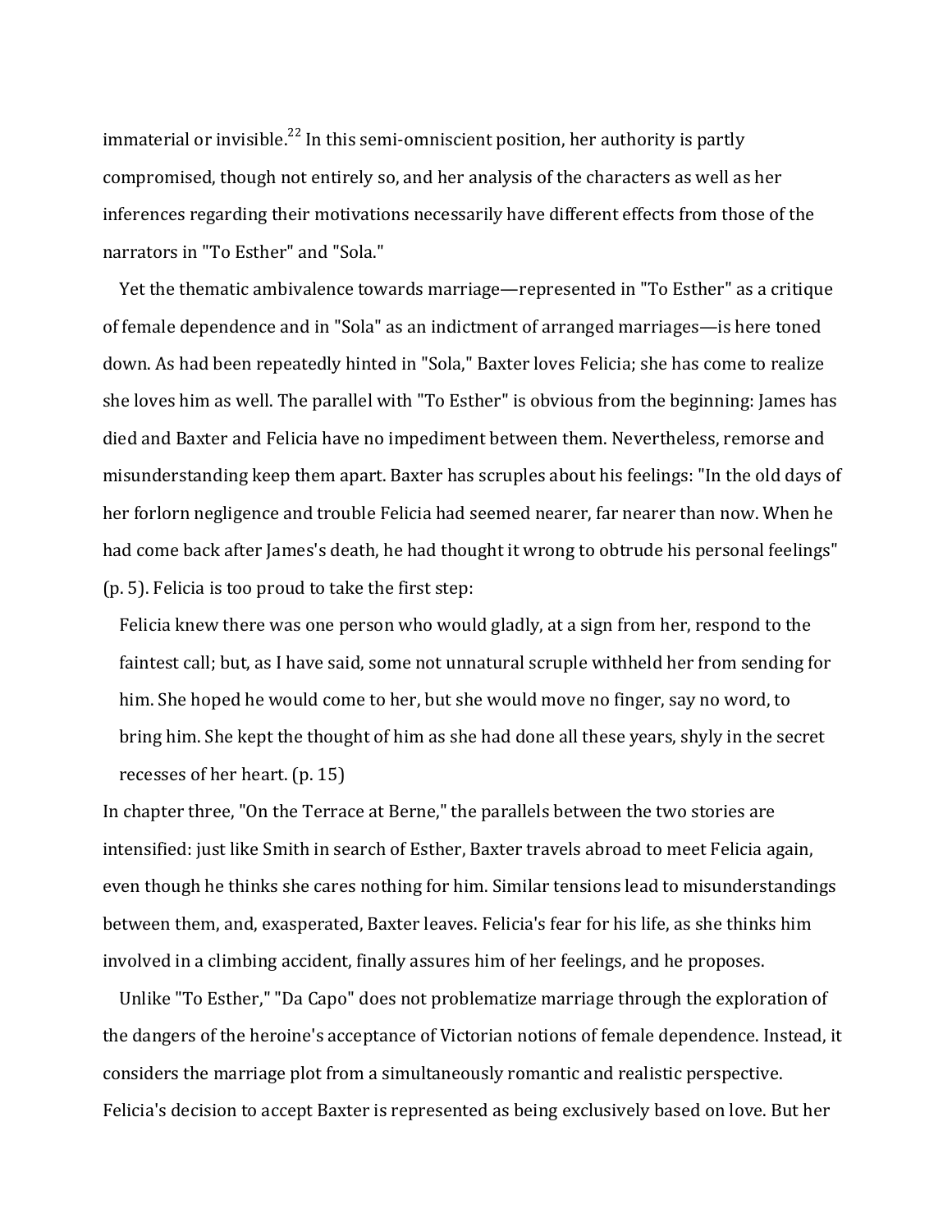immaterial or invisible.[22] In this semi-omniscient position, her authority is partly compromised, though not entirely so, and her analysis of the characters as well as her inferences regarding their motivations necessarily have different effects from those of the narrators in "To Esther" and "Sola."

Yet the thematic ambivalence towards marriage—represented in "To Esther" as a critique of female dependence and in "Sola" as an indictment of arranged marriages—is here toned down. As had been repeatedly hinted in "Sola," Baxter loves Felicia; she has come to realize she loves him as well. The parallel with "To Esther" is obvious from the beginning: James has died and Baxter and Felicia have no impediment between them. Nevertheless, remorse and misunderstanding keep them apart. Baxter has scruples about his feelings: "In the old days of her forlorn negligence and trouble Felicia had seemed nearer, far nearer than now. When he had come back after James's death, he had thought it wrong to obtrude his personal feelings" (p. 5). Felicia is too proud to take the first step:

> Felicia knew there was one person who would gladly, at a sign from her, respond to the faintest call; but, as I have said, some not unnatural scruple withheld her from sending for him. She hoped he would come to her, but she would move no finger, say no word, to bring him. She kept the thought of him as she had done all these years, shyly in the secret recesses of her heart. (p. 15)

In chapter three, "On the Terrace at Berne," the parallels between the two stories are intensified: just like Smith in search of Esther, Baxter travels abroad to meet Felicia again, even though he thinks she cares nothing for him. Similar tensions lead to misunderstandings between them, and, exasperated, Baxter leaves. Felicia's fear for his life, as she thinks him involved in a climbing accident, finally assures him of her feelings, and he proposes.

Unlike "To Esther," "Da Capo" does not problematize marriage through the exploration of the dangers of the heroine's acceptance of Victorian notions of female dependence. Instead, it considers the marriage plot from a simultaneously romantic and realistic perspective. Felicia's decision to accept Baxter is represented as being exclusively based on love. But her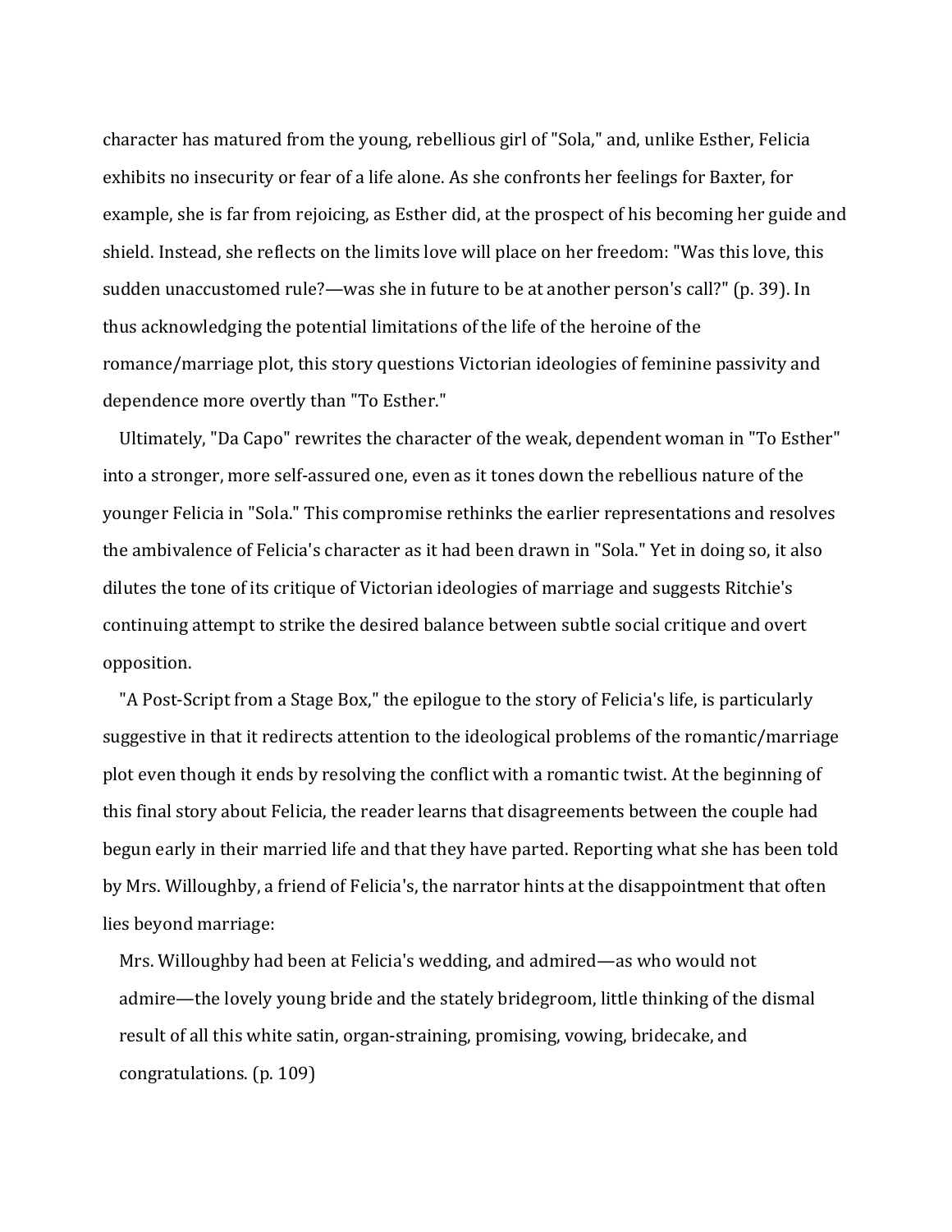character has matured from the young, rebellious girl of "Sola," and, unlike Esther, Felicia exhibits no insecurity or fear of a life alone. As she confronts her feelings for Baxter, for example, she is far from rejoicing, as Esther did, at the prospect of his becoming her guide and shield. Instead, she reflects on the limits love will place on her freedom: "Was this love, this sudden unaccustomed rule?—was she in future to be at another person's call?" (p. 39). In thus acknowledging the potential limitations of the life of the heroine of the romance/marriage plot, this story questions Victorian ideologies of feminine passivity and dependence more overtly than "To Esther."

Ultimately, "Da Capo" rewrites the character of the weak, dependent woman in "To Esther" into a stronger, more self-assured one, even as it tones down the rebellious nature of the younger Felicia in "Sola." This compromise rethinks the earlier representations and resolves the ambivalence of Felicia's character as it had been drawn in "Sola." Yet in doing so, it also dilutes the tone of its critique of Victorian ideologies of marriage and suggests Ritchie's continuing attempt to strike the desired balance between subtle social critique and overt opposition.

"A Post-Script from a Stage Box," the epilogue to the story of Felicia's life, is particularly suggestive in that it redirects attention to the ideological problems of the romantic/marriage plot even though it ends by resolving the conflict with a romantic twist. At the beginning of this final story about Felicia, the reader learns that disagreements between the couple had begun early in their married life and that they have parted. Reporting what she has been told by Mrs. Willoughby, a friend of Felicia's, the narrator hints at the disappointment that often lies beyond marriage:

> Mrs. Willoughby had been at Felicia's wedding, and admired—as who would not admire—the lovely young bride and the stately bridegroom, little thinking of the dismal result of all this white satin, organ-straining, promising, vowing, bridecake, and congratulations. (p. 109)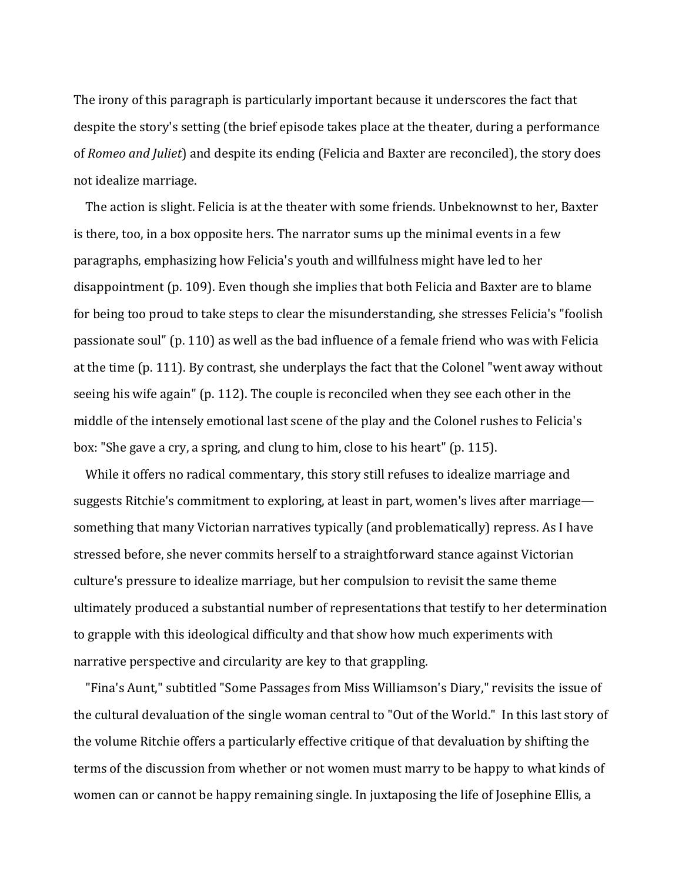The irony of this paragraph is particularly important because it underscores the fact that despite the story's setting (the brief episode takes place at the theater, during a performance of *Romeo and Juliet*) and despite its ending (Felicia and Baxter are reconciled), the story does not idealize marriage.

The action is slight. Felicia is at the theater with some friends. Unbeknownst to her, Baxter is there, too, in a box opposite hers. The narrator sums up the minimal events in a few paragraphs, emphasizing how Felicia's youth and willfulness might have led to her disappointment (p. 109). Even though she implies that both Felicia and Baxter are to blame for being too proud to take steps to clear the misunderstanding, she stresses Felicia's "foolish passionate soul" (p. 110) as well as the bad influence of a female friend who was with Felicia at the time (p. 111). By contrast, she underplays the fact that the Colonel "went away without seeing his wife again" (p. 112). The couple is reconciled when they see each other in the middle of the intensely emotional last scene of the play and the Colonel rushes to Felicia's box: "She gave a cry, a spring, and clung to him, close to his heart" (p. 115).

While it offers no radical commentary, this story still refuses to idealize marriage and suggests Ritchie's commitment to exploring, at least in part, women's lives after marriage—something that many Victorian narratives typically (and problematically) repress. As I have stressed before, she never commits herself to a straightforward stance against Victorian culture's pressure to idealize marriage, but her compulsion to revisit the same theme ultimately produced a substantial number of representations that testify to her determination to grapple with this ideological difficulty and that show how much experiments with narrative perspective and circularity are key to that grappling.

"Fina's Aunt," subtitled "Some Passages from Miss Williamson's Diary," revisits the issue of the cultural devaluation of the single woman central to "Out of the World." In this last story of the volume Ritchie offers a particularly effective critique of that devaluation by shifting the terms of the discussion from whether or not women must marry to be happy to what kinds of women can or cannot be happy remaining single. In juxtaposing the life of Josephine Ellis, a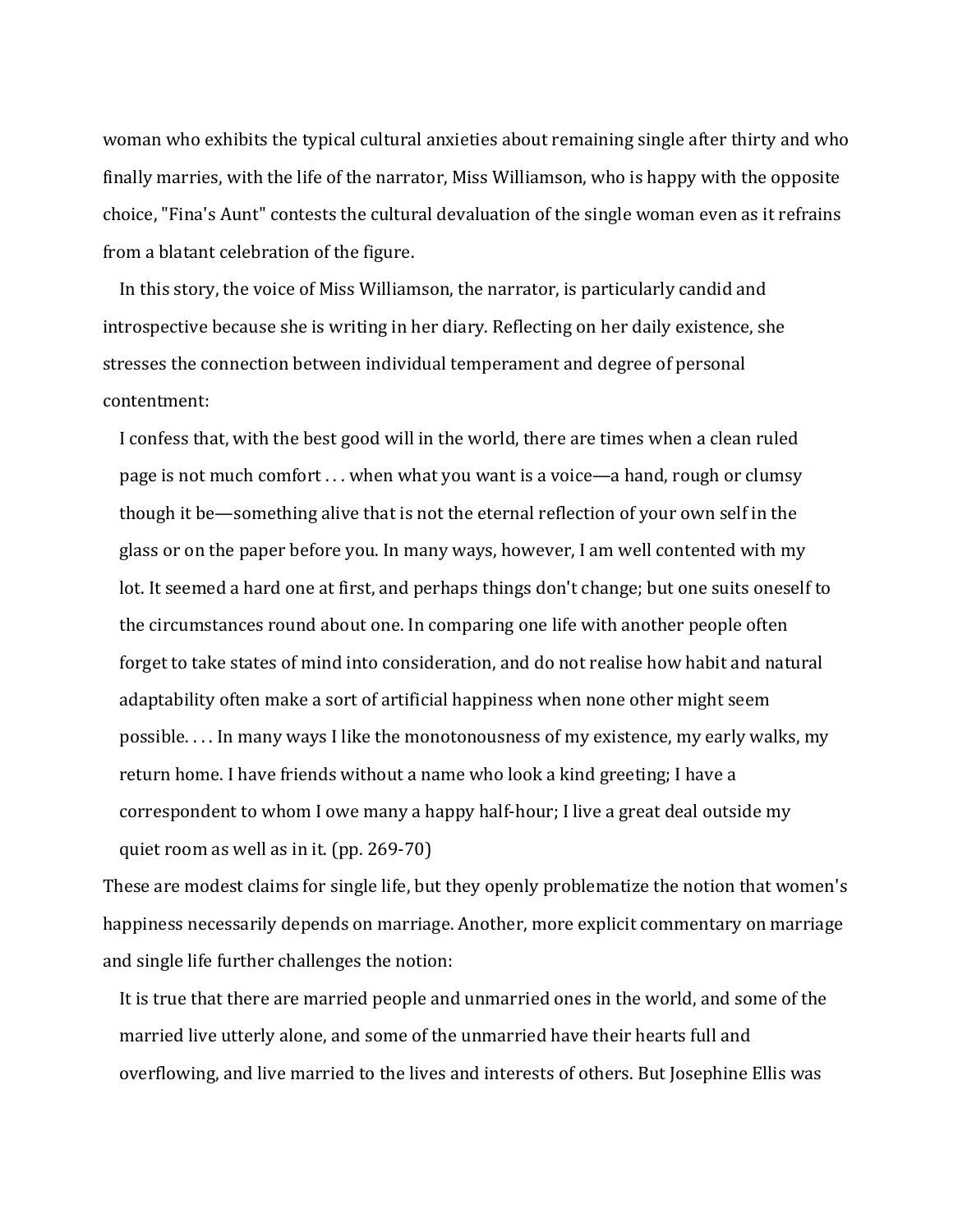woman who exhibits the typical cultural anxieties about remaining single after thirty and who finally marries, with the life of the narrator, Miss Williamson, who is happy with the opposite choice, "Fina's Aunt" contests the cultural devaluation of the single woman even as it refrains from a blatant celebration of the figure.

In this story, the voice of Miss Williamson, the narrator, is particularly candid and introspective because she is writing in her diary. Reflecting on her daily existence, she stresses the connection between individual temperament and degree of personal contentment:

> I confess that, with the best good will in the world, there are times when a clean ruled page is not much comfort . . . when what you want is a voice—a hand, rough or clumsy though it be—something alive that is not the eternal reflection of your own self in the glass or on the paper before you. In many ways, however, I am well contented with my lot. It seemed a hard one at first, and perhaps things don't change; but one suits oneself to the circumstances round about one. In comparing one life with another people often forget to take states of mind into consideration, and do not realise how habit and natural adaptability often make a sort of artificial happiness when none other might seem possible. . . . In many ways I like the monotonousness of my existence, my early walks, my return home. I have friends without a name who look a kind greeting; I have a correspondent to whom I owe many a happy half-hour; I live a great deal outside my quiet room as well as in it. (pp. 269-70)

These are modest claims for single life, but they openly problematize the notion that women's happiness necessarily depends on marriage. Another, more explicit commentary on marriage and single life further challenges the notion:

> It is true that there are married people and unmarried ones in the world, and some of the married live utterly alone, and some of the unmarried have their hearts full and overflowing, and live married to the lives and interests of others. But Josephine Ellis was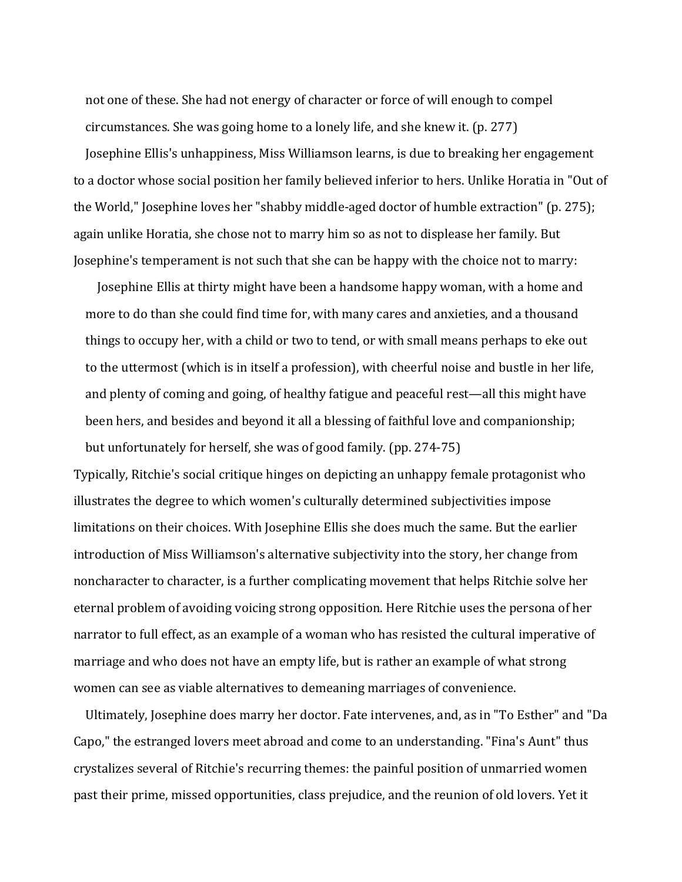not one of these. She had not energy of character or force of will enough to compel circumstances. She was going home to a lonely life, and she knew it. (p. 277)

Josephine Ellis's unhappiness, Miss Williamson learns, is due to breaking her engagement to a doctor whose social position her family believed inferior to hers. Unlike Horatia in "Out of the World," Josephine loves her "shabby middle-aged doctor of humble extraction" (p. 275); again unlike Horatia, she chose not to marry him so as not to displease her family. But Josephine's temperament is not such that she can be happy with the choice not to marry:

> Josephine Ellis at thirty might have been a handsome happy woman, with a home and more to do than she could find time for, with many cares and anxieties, and a thousand things to occupy her, with a child or two to tend, or with small means perhaps to eke out to the uttermost (which is in itself a profession), with cheerful noise and bustle in her life, and plenty of coming and going, of healthy fatigue and peaceful rest—all this might have been hers, and besides and beyond it all a blessing of faithful love and companionship; but unfortunately for herself, she was of good family. (pp. 274-75)

Typically, Ritchie's social critique hinges on depicting an unhappy female protagonist who illustrates the degree to which women's culturally determined subjectivities impose limitations on their choices. With Josephine Ellis she does much the same. But the earlier introduction of Miss Williamson's alternative subjectivity into the story, her change from noncharacter to character, is a further complicating movement that helps Ritchie solve her eternal problem of avoiding voicing strong opposition. Here Ritchie uses the persona of her narrator to full effect, as an example of a woman who has resisted the cultural imperative of marriage and who does not have an empty life, but is rather an example of what strong women can see as viable alternatives to demeaning marriages of convenience.

Ultimately, Josephine does marry her doctor. Fate intervenes, and, as in "To Esther" and "Da Capo," the estranged lovers meet abroad and come to an understanding. "Fina's Aunt" thus crystalizes several of Ritchie's recurring themes: the painful position of unmarried women past their prime, missed opportunities, class prejudice, and the reunion of old lovers. Yet it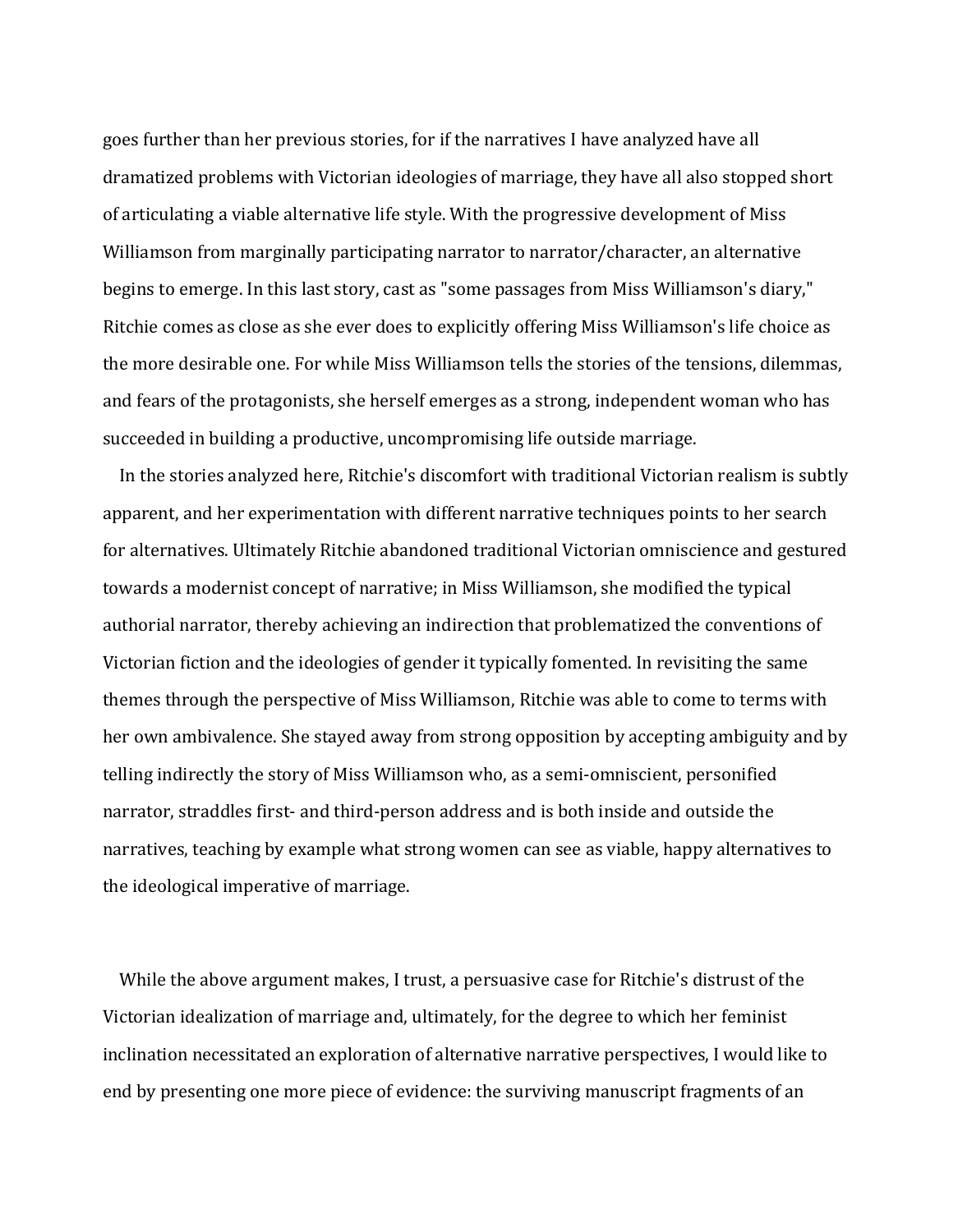goes further than her previous stories, for if the narratives I have analyzed have all dramatized problems with Victorian ideologies of marriage, they have all also stopped short of articulating a viable alternative life style. With the progressive development of Miss Williamson from marginally participating narrator to narrator/character, an alternative begins to emerge. In this last story, cast as "some passages from Miss Williamson's diary," Ritchie comes as close as she ever does to explicitly offering Miss Williamson's life choice as the more desirable one. For while Miss Williamson tells the stories of the tensions, dilemmas, and fears of the protagonists, she herself emerges as a strong, independent woman who has succeeded in building a productive, uncompromising life outside marriage.

In the stories analyzed here, Ritchie's discomfort with traditional Victorian realism is subtly apparent, and her experimentation with different narrative techniques points to her search for alternatives. Ultimately Ritchie abandoned traditional Victorian omniscience and gestured towards a modernist concept of narrative; in Miss Williamson, she modified the typical authorial narrator, thereby achieving an indirection that problematized the conventions of Victorian fiction and the ideologies of gender it typically fomented. In revisiting the same themes through the perspective of Miss Williamson, Ritchie was able to come to terms with her own ambivalence. She stayed away from strong opposition by accepting ambiguity and by telling indirectly the story of Miss Williamson who, as a semi-omniscient, personified narrator, straddles first- and third-person address and is both inside and outside the narratives, teaching by example what strong women can see as viable, happy alternatives to the ideological imperative of marriage.

While the above argument makes, I trust, a persuasive case for Ritchie's distrust of the Victorian idealization of marriage and, ultimately, for the degree to which her feminist inclination necessitated an exploration of alternative narrative perspectives, I would like to end by presenting one more piece of evidence: the surviving manuscript fragments of an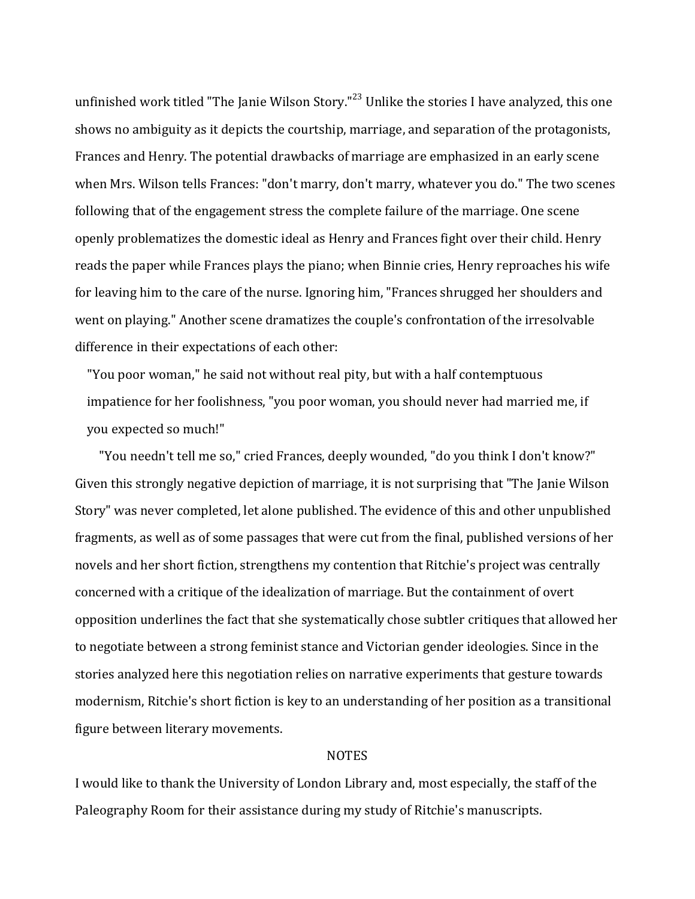unfinished work titled "The Janie Wilson Story."[23] Unlike the stories I have analyzed, this one shows no ambiguity as it depicts the courtship, marriage, and separation of the protagonists, Frances and Henry. The potential drawbacks of marriage are emphasized in an early scene when Mrs. Wilson tells Frances: "don't marry, don't marry, whatever you do." The two scenes following that of the engagement stress the complete failure of the marriage. One scene openly problematizes the domestic ideal as Henry and Frances fight over their child. Henry reads the paper while Frances plays the piano; when Binnie cries, Henry reproaches his wife for leaving him to the care of the nurse. Ignoring him, "Frances shrugged her shoulders and went on playing." Another scene dramatizes the couple's confrontation of the irresolvable difference in their expectations of each other:

> "You poor woman," he said not without real pity, but with a half contemptuous impatience for her foolishness, "you poor woman, you should never had married me, if you expected so much!"
>
> "You needn't tell me so," cried Frances, deeply wounded, "do you think I don't know?"

Given this strongly negative depiction of marriage, it is not surprising that "The Janie Wilson Story" was never completed, let alone published. The evidence of this and other unpublished fragments, as well as of some passages that were cut from the final, published versions of her novels and her short fiction, strengthens my contention that Ritchie's project was centrally concerned with a critique of the idealization of marriage. But the containment of overt opposition underlines the fact that she systematically chose subtler critiques that allowed her to negotiate between a strong feminist stance and Victorian gender ideologies. Since in the stories analyzed here this negotiation relies on narrative experiments that gesture towards modernism, Ritchie's short fiction is key to an understanding of her position as a transitional figure between literary movements.

## NOTES

I would like to thank the University of London Library and, most especially, the staff of the Paleography Room for their assistance during my study of Ritchie's manuscripts.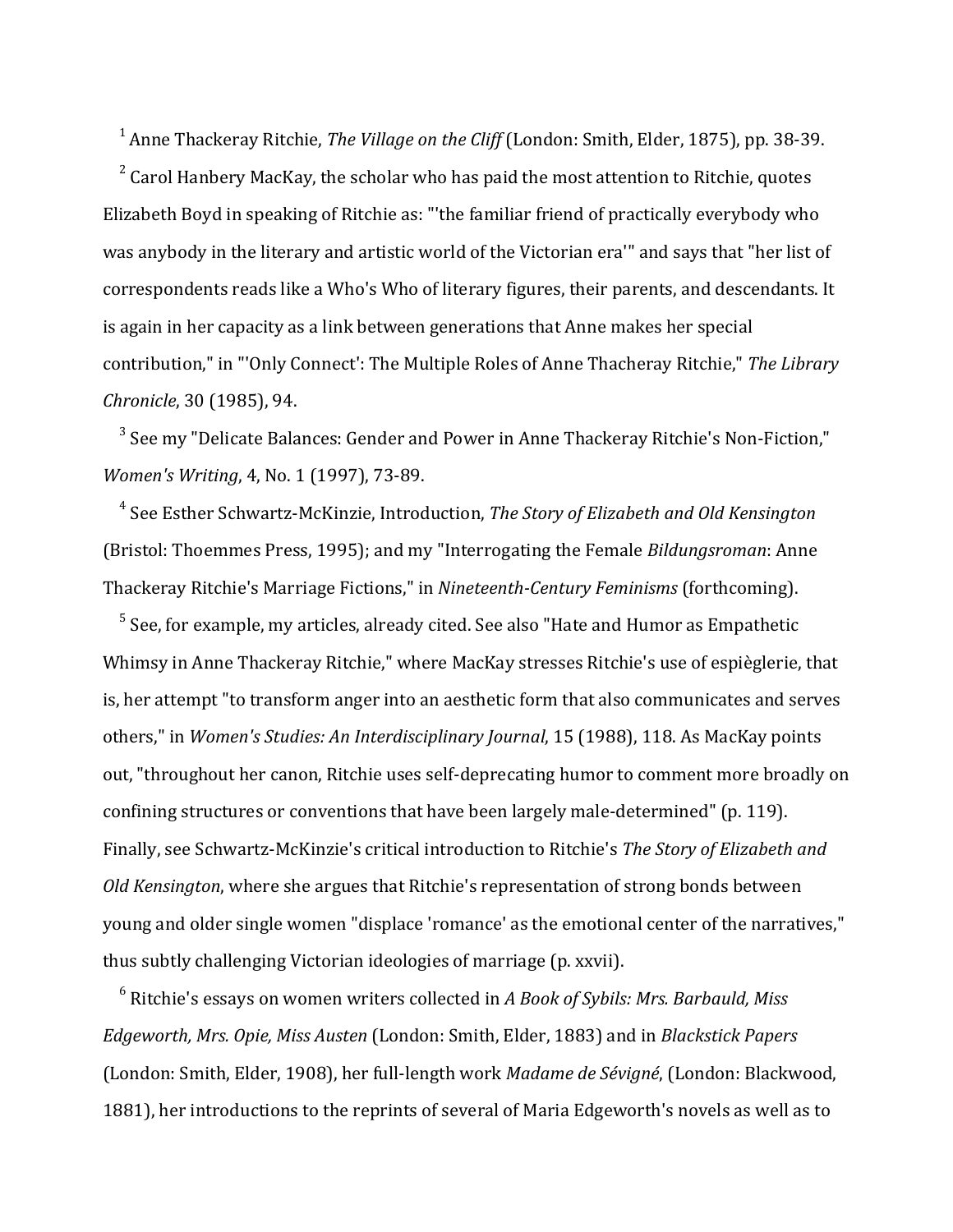[1] Anne Thackeray Ritchie, *The Village on the Cliff* (London: Smith, Elder, 1875), pp. 38-39.

[2] Carol Hanbery MacKay, the scholar who has paid the most attention to Ritchie, quotes Elizabeth Boyd in speaking of Ritchie as: "'the familiar friend of practically everybody who was anybody in the literary and artistic world of the Victorian era'" and says that "her list of correspondents reads like a Who's Who of literary figures, their parents, and descendants. It is again in her capacity as a link between generations that Anne makes her special contribution," in "'Only Connect': The Multiple Roles of Anne Thacheray Ritchie," *The Library Chronicle*, 30 (1985), 94.

[3] See my "Delicate Balances: Gender and Power in Anne Thackeray Ritchie's Non-Fiction," *Women's Writing*, 4, No. 1 (1997), 73-89.

[4] See Esther Schwartz-McKinzie, Introduction, *The Story of Elizabeth and Old Kensington* (Bristol: Thoemmes Press, 1995); and my "Interrogating the Female *Bildungsroman*: Anne Thackeray Ritchie's Marriage Fictions," in *Nineteenth-Century Feminisms* (forthcoming).

[5] See, for example, my articles, already cited. See also "Hate and Humor as Empathetic Whimsy in Anne Thackeray Ritchie," where MacKay stresses Ritchie's use of espièglerie, that is, her attempt "to transform anger into an aesthetic form that also communicates and serves others," in *Women's Studies: An Interdisciplinary Journal*, 15 (1988), 118. As MacKay points out, "throughout her canon, Ritchie uses self-deprecating humor to comment more broadly on confining structures or conventions that have been largely male-determined" (p. 119). Finally, see Schwartz-McKinzie's critical introduction to Ritchie's *The Story of Elizabeth and Old Kensington*, where she argues that Ritchie's representation of strong bonds between young and older single women "displace 'romance' as the emotional center of the narratives," thus subtly challenging Victorian ideologies of marriage (p. xxvii).

[6] Ritchie's essays on women writers collected in *A Book of Sybils: Mrs. Barbauld, Miss Edgeworth, Mrs. Opie, Miss Austen* (London: Smith, Elder, 1883) and in *Blackstick Papers* (London: Smith, Elder, 1908), her full-length work *Madame de Sévigné*, (London: Blackwood, 1881), her introductions to the reprints of several of Maria Edgeworth's novels as well as to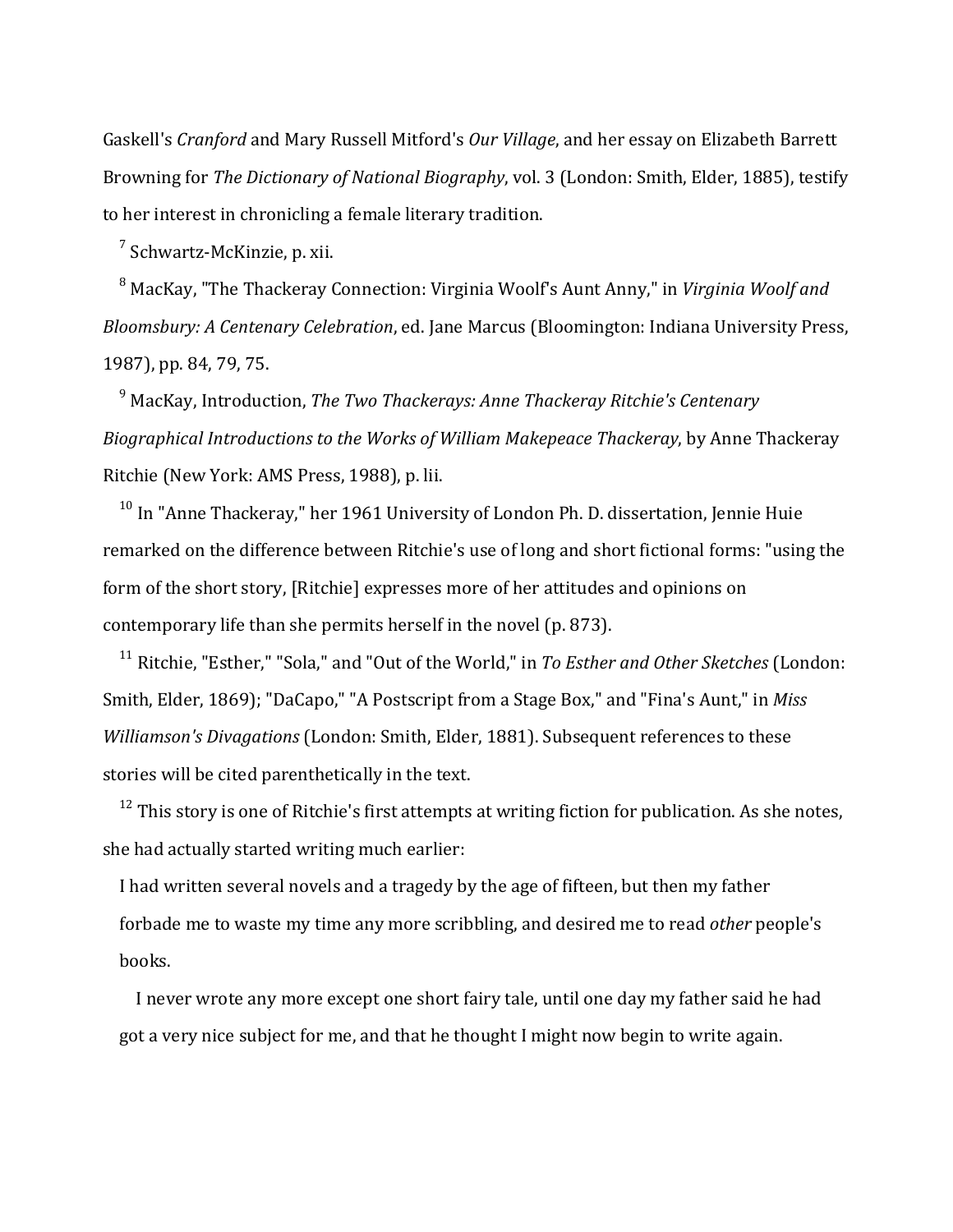Gaskell's *Cranford* and Mary Russell Mitford's *Our Village*, and her essay on Elizabeth Barrett Browning for *The Dictionary of National Biography*, vol. 3 (London: Smith, Elder, 1885), testify to her interest in chronicling a female literary tradition.

[7] Schwartz-McKinzie, p. xii.

[8] MacKay, "The Thackeray Connection: Virginia Woolf's Aunt Anny," in *Virginia Woolf and Bloomsbury: A Centenary Celebration*, ed. Jane Marcus (Bloomington: Indiana University Press, 1987), pp. 84, 79, 75.

[9] MacKay, Introduction, *The Two Thackerays: Anne Thackeray Ritchie's Centenary Biographical Introductions to the Works of William Makepeace Thackeray*, by Anne Thackeray Ritchie (New York: AMS Press, 1988), p. lii.

[10] In "Anne Thackeray," her 1961 University of London Ph. D. dissertation, Jennie Huie remarked on the difference between Ritchie's use of long and short fictional forms: "using the form of the short story, [Ritchie] expresses more of her attitudes and opinions on contemporary life than she permits herself in the novel (p. 873).

[11] Ritchie, "Esther," "Sola," and "Out of the World," in *To Esther and Other Sketches* (London: Smith, Elder, 1869); "DaCapo," "A Postscript from a Stage Box," and "Fina's Aunt," in *Miss Williamson's Divagations* (London: Smith, Elder, 1881). Subsequent references to these stories will be cited parenthetically in the text.

[12] This story is one of Ritchie's first attempts at writing fiction for publication. As she notes, she had actually started writing much earlier:

> I had written several novels and a tragedy by the age of fifteen, but then my father forbade me to waste my time any more scribbling, and desired me to read *other* people's books.
>
> I never wrote any more except one short fairy tale, until one day my father said he had got a very nice subject for me, and that he thought I might now begin to write again.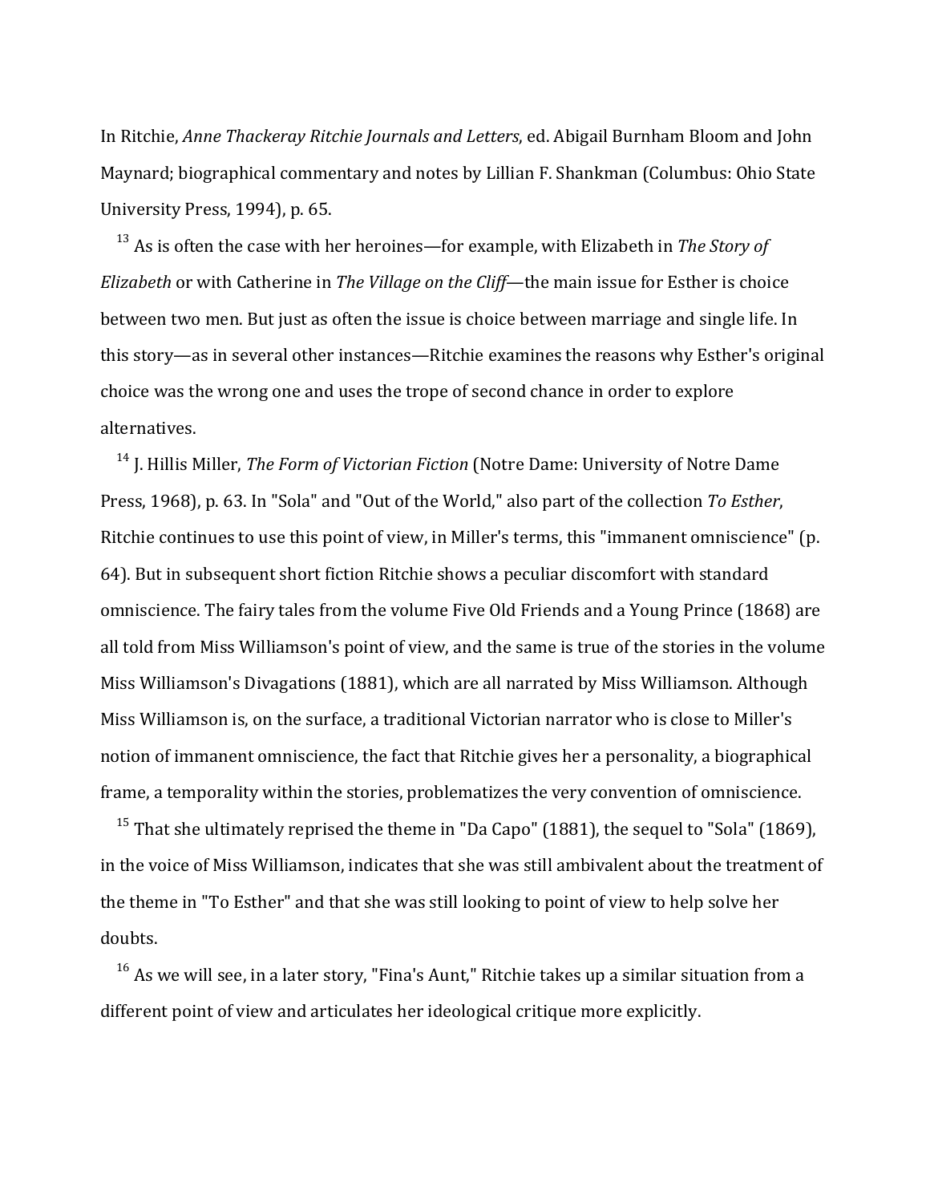In Ritchie, *Anne Thackeray Ritchie Journals and Letters*, ed. Abigail Burnham Bloom and John Maynard; biographical commentary and notes by Lillian F. Shankman (Columbus: Ohio State University Press, 1994), p. 65.

[13] As is often the case with her heroines—for example, with Elizabeth in *The Story of Elizabeth* or with Catherine in *The Village on the Cliff*—the main issue for Esther is choice between two men. But just as often the issue is choice between marriage and single life. In this story—as in several other instances—Ritchie examines the reasons why Esther's original choice was the wrong one and uses the trope of second chance in order to explore alternatives.

[14] J. Hillis Miller, *The Form of Victorian Fiction* (Notre Dame: University of Notre Dame Press, 1968), p. 63. In "Sola" and "Out of the World," also part of the collection *To Esther*, Ritchie continues to use this point of view, in Miller's terms, this "immanent omniscience" (p. 64). But in subsequent short fiction Ritchie shows a peculiar discomfort with standard omniscience. The fairy tales from the volume Five Old Friends and a Young Prince (1868) are all told from Miss Williamson's point of view, and the same is true of the stories in the volume Miss Williamson's Divagations (1881), which are all narrated by Miss Williamson. Although Miss Williamson is, on the surface, a traditional Victorian narrator who is close to Miller's notion of immanent omniscience, the fact that Ritchie gives her a personality, a biographical frame, a temporality within the stories, problematizes the very convention of omniscience.

[15] That she ultimately reprised the theme in "Da Capo" (1881), the sequel to "Sola" (1869), in the voice of Miss Williamson, indicates that she was still ambivalent about the treatment of the theme in "To Esther" and that she was still looking to point of view to help solve her doubts.

[16] As we will see, in a later story, "Fina's Aunt," Ritchie takes up a similar situation from a different point of view and articulates her ideological critique more explicitly.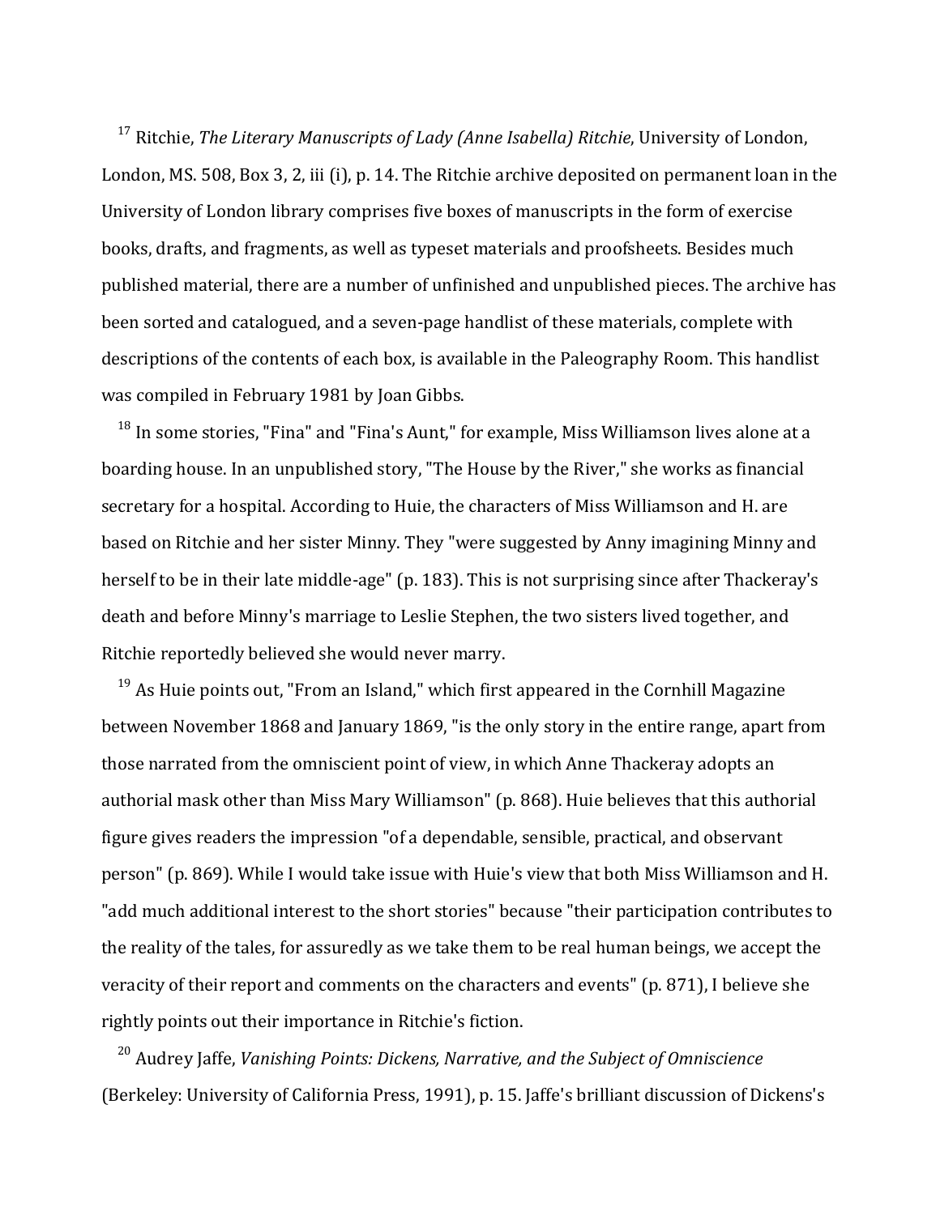[17] Ritchie, *The Literary Manuscripts of Lady (Anne Isabella) Ritchie*, University of London, London, MS. 508, Box 3, 2, iii (i), p. 14. The Ritchie archive deposited on permanent loan in the University of London library comprises five boxes of manuscripts in the form of exercise books, drafts, and fragments, as well as typeset materials and proofsheets. Besides much published material, there are a number of unfinished and unpublished pieces. The archive has been sorted and catalogued, and a seven-page handlist of these materials, complete with descriptions of the contents of each box, is available in the Paleography Room. This handlist was compiled in February 1981 by Joan Gibbs.

[18] In some stories, "Fina" and "Fina's Aunt," for example, Miss Williamson lives alone at a boarding house. In an unpublished story, "The House by the River," she works as financial secretary for a hospital. According to Huie, the characters of Miss Williamson and H. are based on Ritchie and her sister Minny. They "were suggested by Anny imagining Minny and herself to be in their late middle-age" (p. 183). This is not surprising since after Thackeray's death and before Minny's marriage to Leslie Stephen, the two sisters lived together, and Ritchie reportedly believed she would never marry.

[19] As Huie points out, "From an Island," which first appeared in the Cornhill Magazine between November 1868 and January 1869, "is the only story in the entire range, apart from those narrated from the omniscient point of view, in which Anne Thackeray adopts an authorial mask other than Miss Mary Williamson" (p. 868). Huie believes that this authorial figure gives readers the impression "of a dependable, sensible, practical, and observant person" (p. 869). While I would take issue with Huie's view that both Miss Williamson and H. "add much additional interest to the short stories" because "their participation contributes to the reality of the tales, for assuredly as we take them to be real human beings, we accept the veracity of their report and comments on the characters and events" (p. 871), I believe she rightly points out their importance in Ritchie's fiction.

[20] Audrey Jaffe, *Vanishing Points: Dickens, Narrative, and the Subject of Omniscience* (Berkeley: University of California Press, 1991), p. 15. Jaffe's brilliant discussion of Dickens's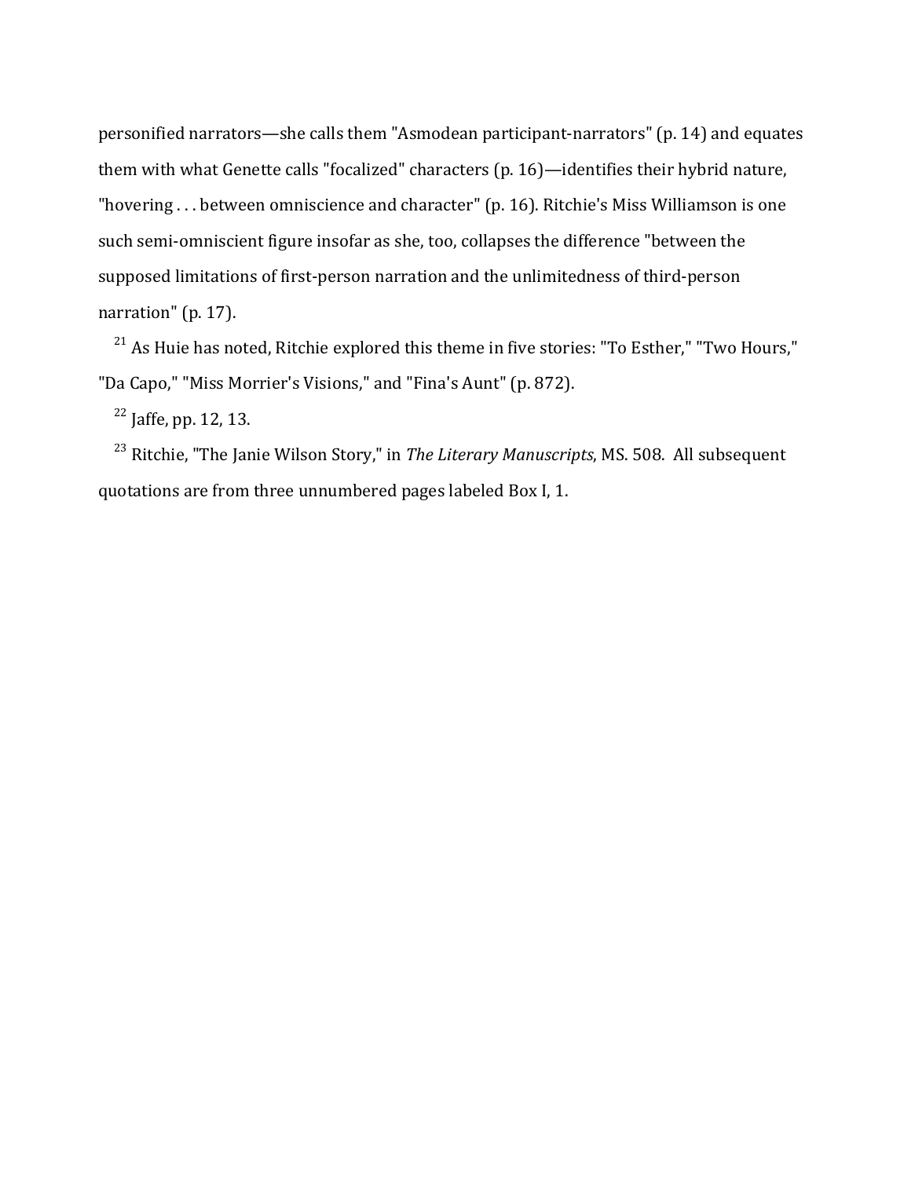personified narrators—she calls them "Asmodean participant-narrators" (p. 14) and equates them with what Genette calls "focalized" characters (p. 16)—identifies their hybrid nature, "hovering . . . between omniscience and character" (p. 16). Ritchie's Miss Williamson is one such semi-omniscient figure insofar as she, too, collapses the difference "between the supposed limitations of first-person narration and the unlimitedness of third-person narration" (p. 17).

[21] As Huie has noted, Ritchie explored this theme in five stories: "To Esther," "Two Hours," "Da Capo," "Miss Morrier's Visions," and "Fina's Aunt" (p. 872).

[22] Jaffe, pp. 12, 13.

[23] Ritchie, "The Janie Wilson Story," in *The Literary Manuscripts*, MS. 508. All subsequent quotations are from three unnumbered pages labeled Box I, 1.